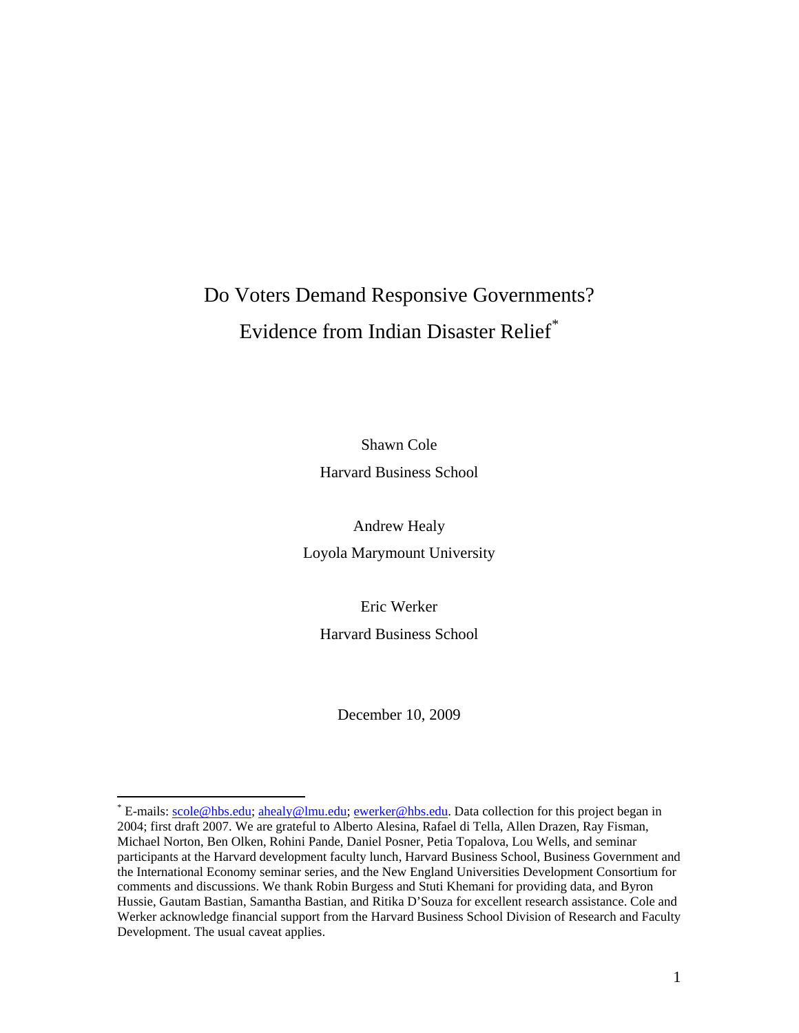# Do Voters Demand Responsive Governments? Evidence from Indian Disaster Relief[*]

Shawn Cole
Harvard Business School

Andrew Healy
Loyola Marymount University

Eric Werker
Harvard Business School

December 10, 2009

[*] E-mails: scole@hbs.edu; ahealy@lmu.edu; ewerker@hbs.edu. Data collection for this project began in 2004; first draft 2007. We are grateful to Alberto Alesina, Rafael di Tella, Allen Drazen, Ray Fisman, Michael Norton, Ben Olken, Rohini Pande, Daniel Posner, Petia Topalova, Lou Wells, and seminar participants at the Harvard development faculty lunch, Harvard Business School, Business Government and the International Economy seminar series, and the New England Universities Development Consortium for comments and discussions. We thank Robin Burgess and Stuti Khemani for providing data, and Byron Hussie, Gautam Bastian, Samantha Bastian, and Ritika D'Souza for excellent research assistance. Cole and Werker acknowledge financial support from the Harvard Business School Division of Research and Faculty Development. The usual caveat applies.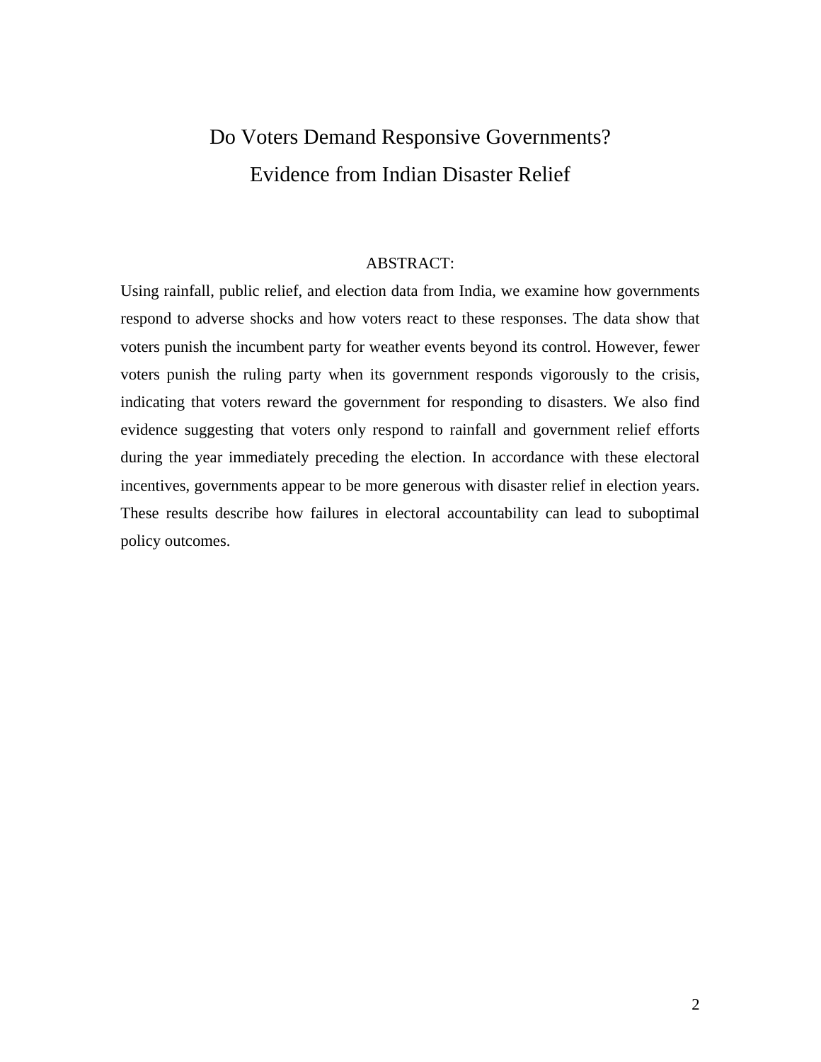# Do Voters Demand Responsive Governments?
# Evidence from Indian Disaster Relief

ABSTRACT:

Using rainfall, public relief, and election data from India, we examine how governments respond to adverse shocks and how voters react to these responses. The data show that voters punish the incumbent party for weather events beyond its control. However, fewer voters punish the ruling party when its government responds vigorously to the crisis, indicating that voters reward the government for responding to disasters. We also find evidence suggesting that voters only respond to rainfall and government relief efforts during the year immediately preceding the election. In accordance with these electoral incentives, governments appear to be more generous with disaster relief in election years. These results describe how failures in electoral accountability can lead to suboptimal policy outcomes.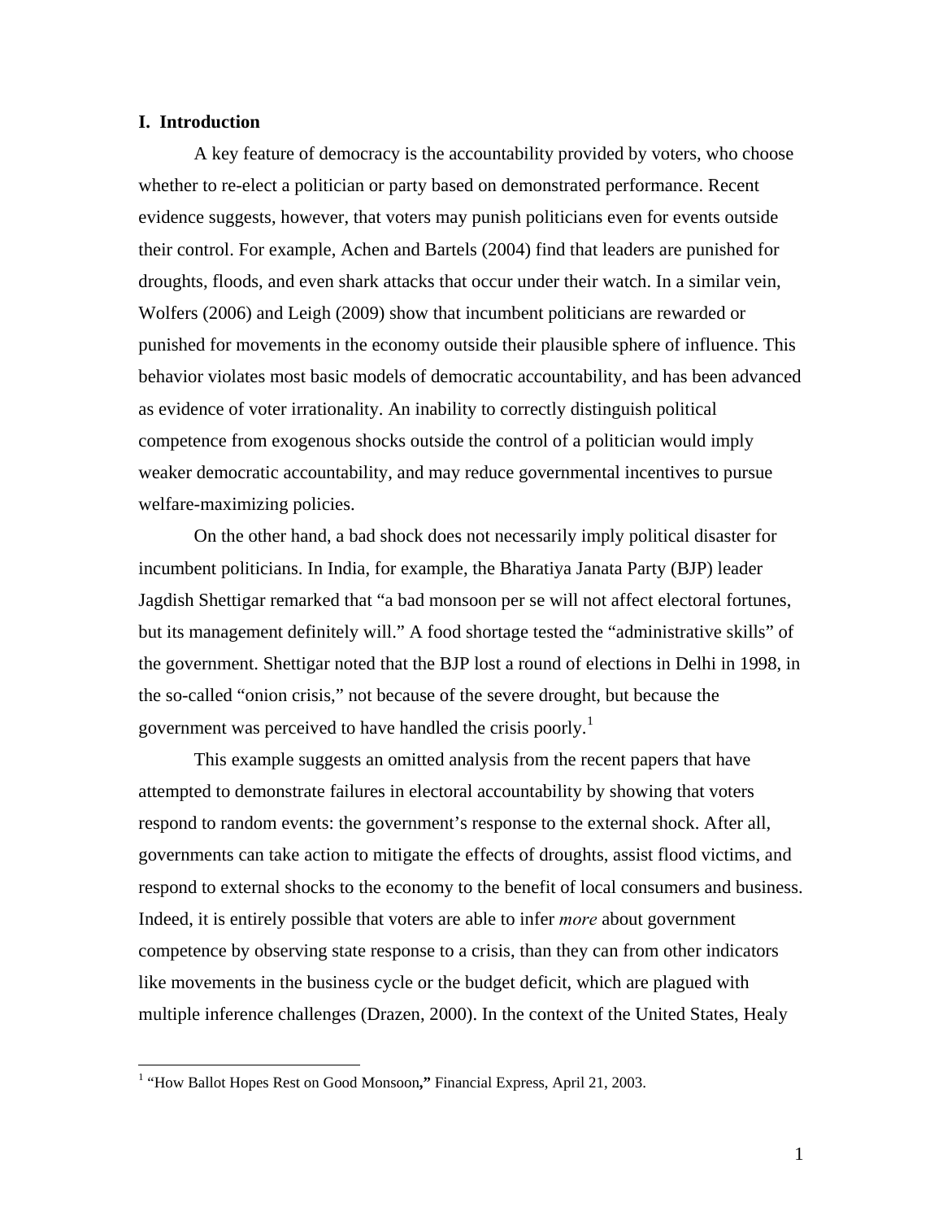## I. Introduction

A key feature of democracy is the accountability provided by voters, who choose whether to re-elect a politician or party based on demonstrated performance. Recent evidence suggests, however, that voters may punish politicians even for events outside their control. For example, Achen and Bartels (2004) find that leaders are punished for droughts, floods, and even shark attacks that occur under their watch. In a similar vein, Wolfers (2006) and Leigh (2009) show that incumbent politicians are rewarded or punished for movements in the economy outside their plausible sphere of influence. This behavior violates most basic models of democratic accountability, and has been advanced as evidence of voter irrationality. An inability to correctly distinguish political competence from exogenous shocks outside the control of a politician would imply weaker democratic accountability, and may reduce governmental incentives to pursue welfare-maximizing policies.

On the other hand, a bad shock does not necessarily imply political disaster for incumbent politicians. In India, for example, the Bharatiya Janata Party (BJP) leader Jagdish Shettigar remarked that "a bad monsoon per se will not affect electoral fortunes, but its management definitely will." A food shortage tested the "administrative skills" of the government. Shettigar noted that the BJP lost a round of elections in Delhi in 1998, in the so-called "onion crisis," not because of the severe drought, but because the government was perceived to have handled the crisis poorly.[1]

This example suggests an omitted analysis from the recent papers that have attempted to demonstrate failures in electoral accountability by showing that voters respond to random events: the government's response to the external shock. After all, governments can take action to mitigate the effects of droughts, assist flood victims, and respond to external shocks to the economy to the benefit of local consumers and business. Indeed, it is entirely possible that voters are able to infer *more* about government competence by observing state response to a crisis, than they can from other indicators like movements in the business cycle or the budget deficit, which are plagued with multiple inference challenges (Drazen, 2000). In the context of the United States, Healy

[1] "How Ballot Hopes Rest on Good Monsoon**,"** Financial Express, April 21, 2003.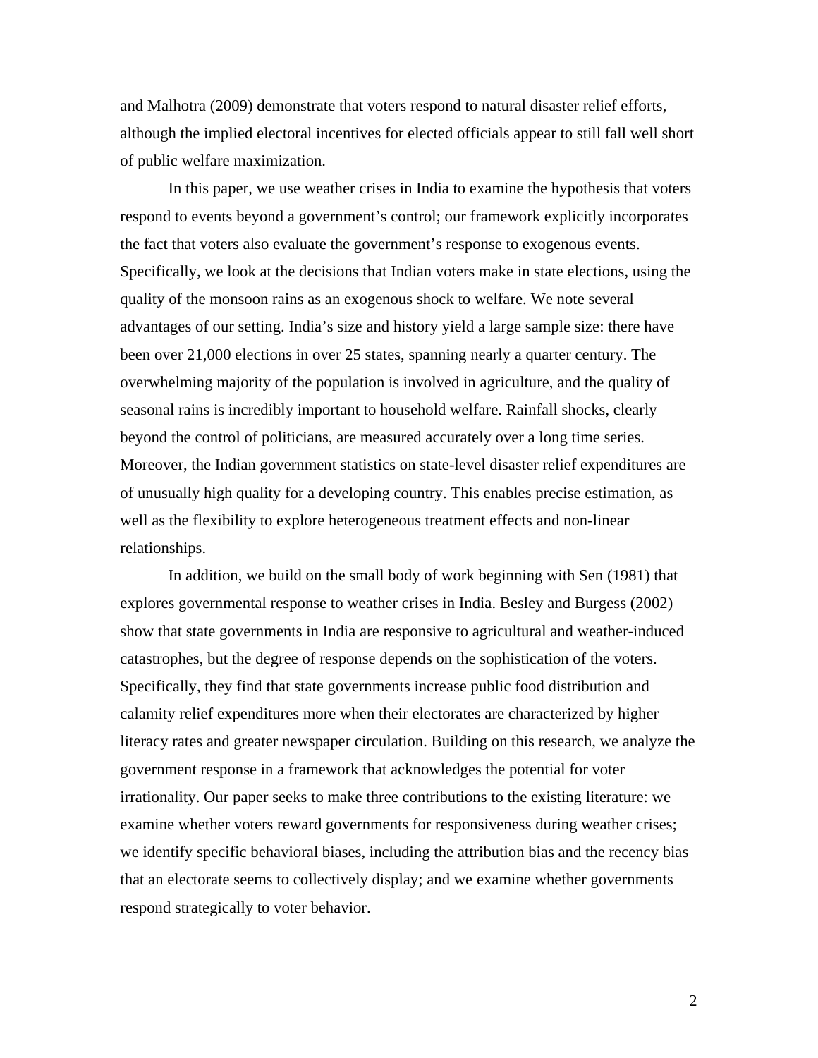and Malhotra (2009) demonstrate that voters respond to natural disaster relief efforts, although the implied electoral incentives for elected officials appear to still fall well short of public welfare maximization.

In this paper, we use weather crises in India to examine the hypothesis that voters respond to events beyond a government's control; our framework explicitly incorporates the fact that voters also evaluate the government's response to exogenous events. Specifically, we look at the decisions that Indian voters make in state elections, using the quality of the monsoon rains as an exogenous shock to welfare. We note several advantages of our setting. India's size and history yield a large sample size: there have been over 21,000 elections in over 25 states, spanning nearly a quarter century. The overwhelming majority of the population is involved in agriculture, and the quality of seasonal rains is incredibly important to household welfare. Rainfall shocks, clearly beyond the control of politicians, are measured accurately over a long time series. Moreover, the Indian government statistics on state-level disaster relief expenditures are of unusually high quality for a developing country. This enables precise estimation, as well as the flexibility to explore heterogeneous treatment effects and non-linear relationships.

In addition, we build on the small body of work beginning with Sen (1981) that explores governmental response to weather crises in India. Besley and Burgess (2002) show that state governments in India are responsive to agricultural and weather-induced catastrophes, but the degree of response depends on the sophistication of the voters. Specifically, they find that state governments increase public food distribution and calamity relief expenditures more when their electorates are characterized by higher literacy rates and greater newspaper circulation. Building on this research, we analyze the government response in a framework that acknowledges the potential for voter irrationality. Our paper seeks to make three contributions to the existing literature: we examine whether voters reward governments for responsiveness during weather crises; we identify specific behavioral biases, including the attribution bias and the recency bias that an electorate seems to collectively display; and we examine whether governments respond strategically to voter behavior.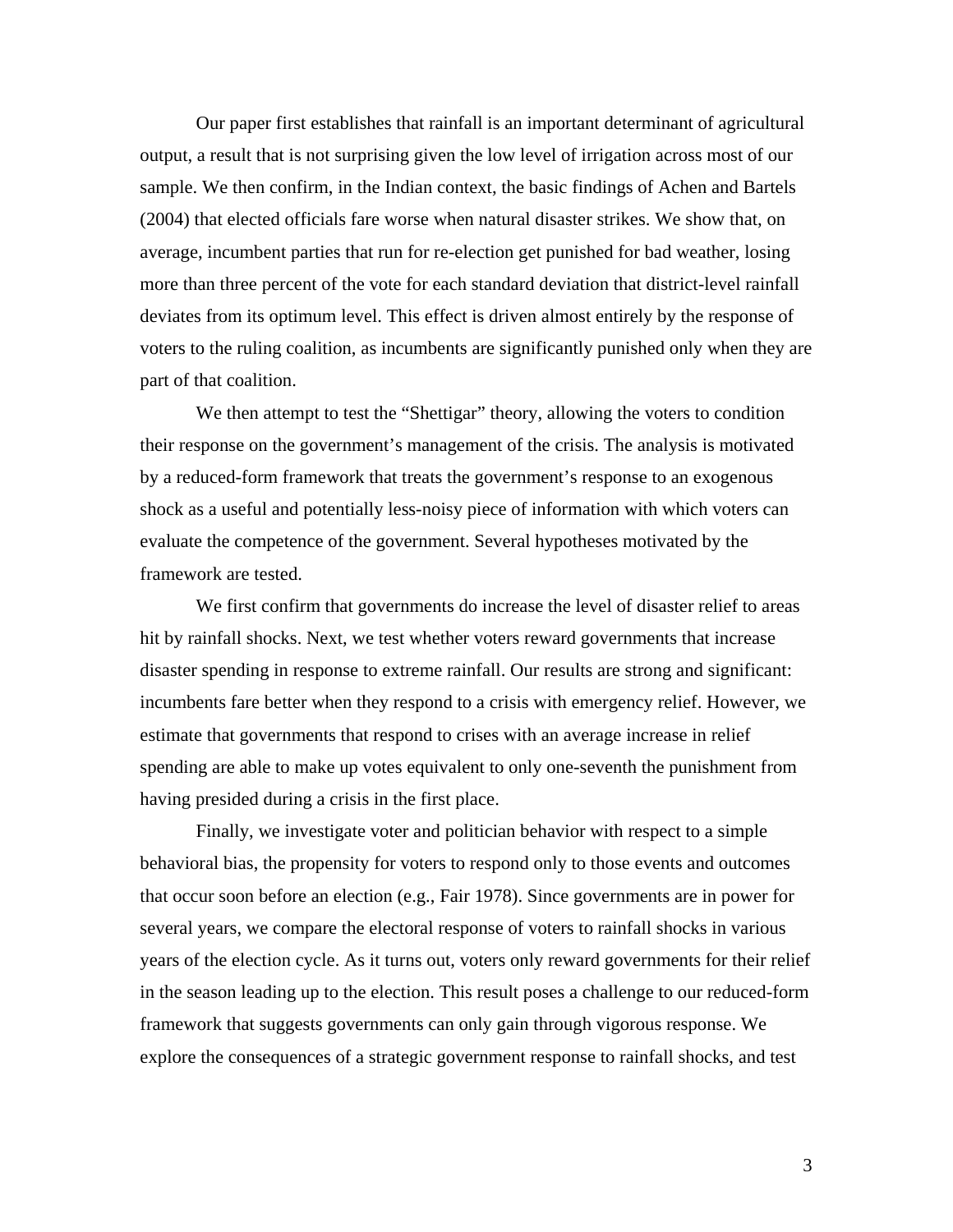Our paper first establishes that rainfall is an important determinant of agricultural output, a result that is not surprising given the low level of irrigation across most of our sample. We then confirm, in the Indian context, the basic findings of Achen and Bartels (2004) that elected officials fare worse when natural disaster strikes. We show that, on average, incumbent parties that run for re-election get punished for bad weather, losing more than three percent of the vote for each standard deviation that district-level rainfall deviates from its optimum level. This effect is driven almost entirely by the response of voters to the ruling coalition, as incumbents are significantly punished only when they are part of that coalition.

We then attempt to test the "Shettigar" theory, allowing the voters to condition their response on the government's management of the crisis. The analysis is motivated by a reduced-form framework that treats the government's response to an exogenous shock as a useful and potentially less-noisy piece of information with which voters can evaluate the competence of the government. Several hypotheses motivated by the framework are tested.

We first confirm that governments do increase the level of disaster relief to areas hit by rainfall shocks. Next, we test whether voters reward governments that increase disaster spending in response to extreme rainfall. Our results are strong and significant: incumbents fare better when they respond to a crisis with emergency relief. However, we estimate that governments that respond to crises with an average increase in relief spending are able to make up votes equivalent to only one-seventh the punishment from having presided during a crisis in the first place.

Finally, we investigate voter and politician behavior with respect to a simple behavioral bias, the propensity for voters to respond only to those events and outcomes that occur soon before an election (e.g., Fair 1978). Since governments are in power for several years, we compare the electoral response of voters to rainfall shocks in various years of the election cycle. As it turns out, voters only reward governments for their relief in the season leading up to the election. This result poses a challenge to our reduced-form framework that suggests governments can only gain through vigorous response. We explore the consequences of a strategic government response to rainfall shocks, and test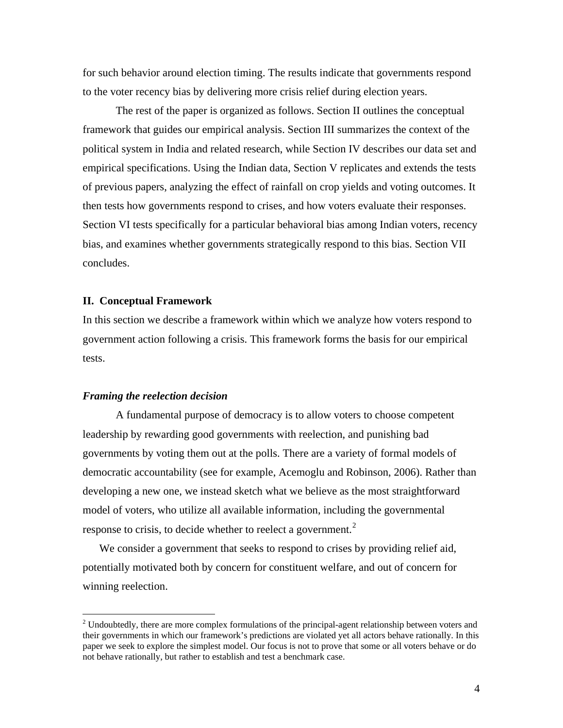for such behavior around election timing. The results indicate that governments respond to the voter recency bias by delivering more crisis relief during election years.

The rest of the paper is organized as follows. Section II outlines the conceptual framework that guides our empirical analysis. Section III summarizes the context of the political system in India and related research, while Section IV describes our data set and empirical specifications. Using the Indian data, Section V replicates and extends the tests of previous papers, analyzing the effect of rainfall on crop yields and voting outcomes. It then tests how governments respond to crises, and how voters evaluate their responses. Section VI tests specifically for a particular behavioral bias among Indian voters, recency bias, and examines whether governments strategically respond to this bias. Section VII concludes.

## II. Conceptual Framework

In this section we describe a framework within which we analyze how voters respond to government action following a crisis. This framework forms the basis for our empirical tests.

### *Framing the reelection decision*

A fundamental purpose of democracy is to allow voters to choose competent leadership by rewarding good governments with reelection, and punishing bad governments by voting them out at the polls. There are a variety of formal models of democratic accountability (see for example, Acemoglu and Robinson, 2006). Rather than developing a new one, we instead sketch what we believe as the most straightforward model of voters, who utilize all available information, including the governmental response to crisis, to decide whether to reelect a government.[2]

We consider a government that seeks to respond to crises by providing relief aid, potentially motivated both by concern for constituent welfare, and out of concern for winning reelection.

---

[2] Undoubtedly, there are more complex formulations of the principal-agent relationship between voters and their governments in which our framework's predictions are violated yet all actors behave rationally. In this paper we seek to explore the simplest model. Our focus is not to prove that some or all voters behave or do not behave rationally, but rather to establish and test a benchmark case.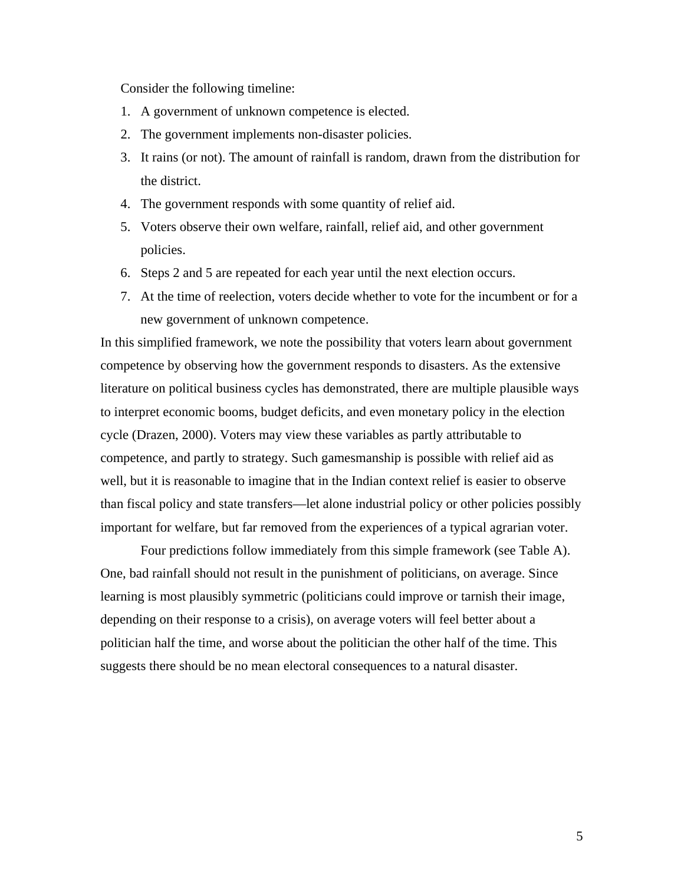Consider the following timeline:

1. A government of unknown competence is elected.
2. The government implements non-disaster policies.
3. It rains (or not). The amount of rainfall is random, drawn from the distribution for the district.
4. The government responds with some quantity of relief aid.
5. Voters observe their own welfare, rainfall, relief aid, and other government policies.
6. Steps 2 and 5 are repeated for each year until the next election occurs.
7. At the time of reelection, voters decide whether to vote for the incumbent or for a new government of unknown competence.

In this simplified framework, we note the possibility that voters learn about government competence by observing how the government responds to disasters. As the extensive literature on political business cycles has demonstrated, there are multiple plausible ways to interpret economic booms, budget deficits, and even monetary policy in the election cycle (Drazen, 2000). Voters may view these variables as partly attributable to competence, and partly to strategy. Such gamesmanship is possible with relief aid as well, but it is reasonable to imagine that in the Indian context relief is easier to observe than fiscal policy and state transfers—let alone industrial policy or other policies possibly important for welfare, but far removed from the experiences of a typical agrarian voter.

Four predictions follow immediately from this simple framework (see Table A). One, bad rainfall should not result in the punishment of politicians, on average. Since learning is most plausibly symmetric (politicians could improve or tarnish their image, depending on their response to a crisis), on average voters will feel better about a politician half the time, and worse about the politician the other half of the time. This suggests there should be no mean electoral consequences to a natural disaster.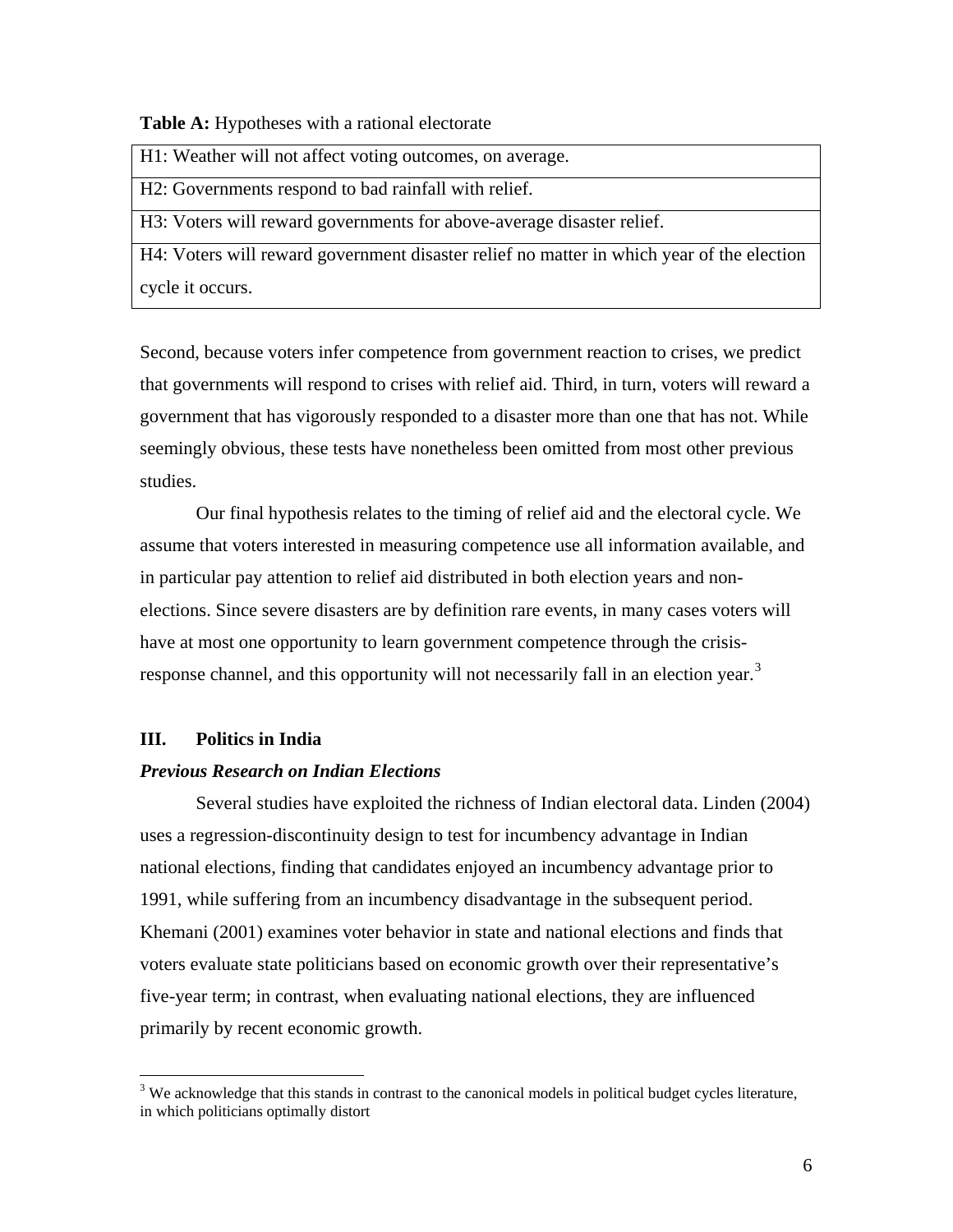**Table A:** Hypotheses with a rational electorate

| H1: Weather will not affect voting outcomes, on average. |
|---|
| H2: Governments respond to bad rainfall with relief. |
| H3: Voters will reward governments for above-average disaster relief. |
| H4: Voters will reward government disaster relief no matter in which year of the election cycle it occurs. |

Second, because voters infer competence from government reaction to crises, we predict that governments will respond to crises with relief aid. Third, in turn, voters will reward a government that has vigorously responded to a disaster more than one that has not. While seemingly obvious, these tests have nonetheless been omitted from most other previous studies.

Our final hypothesis relates to the timing of relief aid and the electoral cycle. We assume that voters interested in measuring competence use all information available, and in particular pay attention to relief aid distributed in both election years and non-elections. Since severe disasters are by definition rare events, in many cases voters will have at most one opportunity to learn government competence through the crisis-response channel, and this opportunity will not necessarily fall in an election year.[3]

## III. Politics in India

### *Previous Research on Indian Elections*

Several studies have exploited the richness of Indian electoral data. Linden (2004) uses a regression-discontinuity design to test for incumbency advantage in Indian national elections, finding that candidates enjoyed an incumbency advantage prior to 1991, while suffering from an incumbency disadvantage in the subsequent period. Khemani (2001) examines voter behavior in state and national elections and finds that voters evaluate state politicians based on economic growth over their representative's five-year term; in contrast, when evaluating national elections, they are influenced primarily by recent economic growth.

[3] We acknowledge that this stands in contrast to the canonical models in political budget cycles literature, in which politicians optimally distort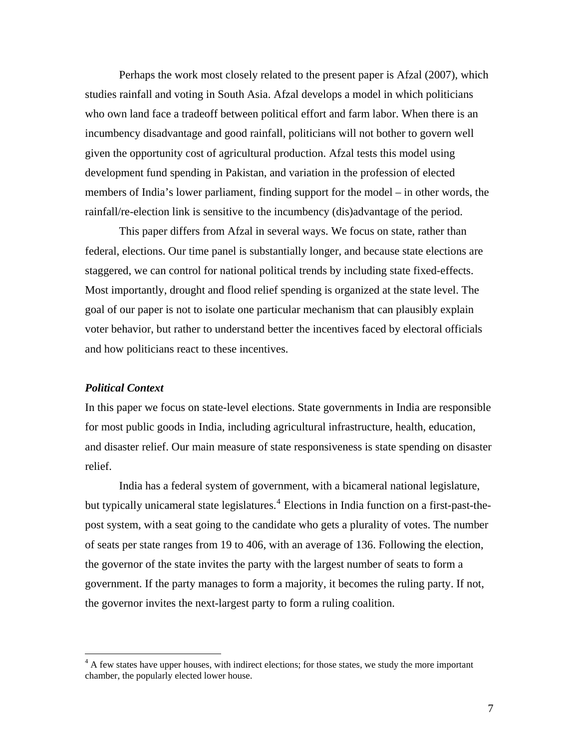Perhaps the work most closely related to the present paper is Afzal (2007), which studies rainfall and voting in South Asia. Afzal develops a model in which politicians who own land face a tradeoff between political effort and farm labor. When there is an incumbency disadvantage and good rainfall, politicians will not bother to govern well given the opportunity cost of agricultural production. Afzal tests this model using development fund spending in Pakistan, and variation in the profession of elected members of India's lower parliament, finding support for the model – in other words, the rainfall/re-election link is sensitive to the incumbency (dis)advantage of the period.

This paper differs from Afzal in several ways. We focus on state, rather than federal, elections. Our time panel is substantially longer, and because state elections are staggered, we can control for national political trends by including state fixed-effects. Most importantly, drought and flood relief spending is organized at the state level. The goal of our paper is not to isolate one particular mechanism that can plausibly explain voter behavior, but rather to understand better the incentives faced by electoral officials and how politicians react to these incentives.

***Political Context***

In this paper we focus on state-level elections. State governments in India are responsible for most public goods in India, including agricultural infrastructure, health, education, and disaster relief. Our main measure of state responsiveness is state spending on disaster relief.

India has a federal system of government, with a bicameral national legislature, but typically unicameral state legislatures.[4] Elections in India function on a first-past-the-post system, with a seat going to the candidate who gets a plurality of votes. The number of seats per state ranges from 19 to 406, with an average of 136. Following the election, the governor of the state invites the party with the largest number of seats to form a government. If the party manages to form a majority, it becomes the ruling party. If not, the governor invites the next-largest party to form a ruling coalition.

---

[4] A few states have upper houses, with indirect elections; for those states, we study the more important chamber, the popularly elected lower house.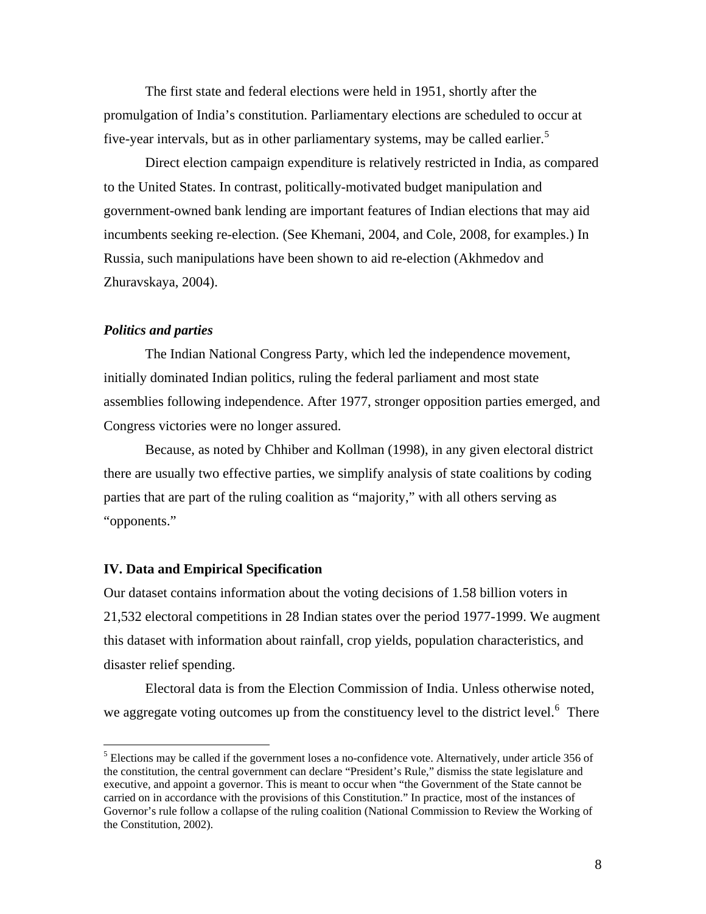The first state and federal elections were held in 1951, shortly after the promulgation of India's constitution. Parliamentary elections are scheduled to occur at five-year intervals, but as in other parliamentary systems, may be called earlier.[5]

Direct election campaign expenditure is relatively restricted in India, as compared to the United States. In contrast, politically-motivated budget manipulation and government-owned bank lending are important features of Indian elections that may aid incumbents seeking re-election. (See Khemani, 2004, and Cole, 2008, for examples.) In Russia, such manipulations have been shown to aid re-election (Akhmedov and Zhuravskaya, 2004).

### *Politics and parties*

The Indian National Congress Party, which led the independence movement, initially dominated Indian politics, ruling the federal parliament and most state assemblies following independence. After 1977, stronger opposition parties emerged, and Congress victories were no longer assured.

Because, as noted by Chhiber and Kollman (1998), in any given electoral district there are usually two effective parties, we simplify analysis of state coalitions by coding parties that are part of the ruling coalition as "majority," with all others serving as "opponents."

## IV. Data and Empirical Specification

Our dataset contains information about the voting decisions of 1.58 billion voters in 21,532 electoral competitions in 28 Indian states over the period 1977-1999. We augment this dataset with information about rainfall, crop yields, population characteristics, and disaster relief spending.

Electoral data is from the Election Commission of India. Unless otherwise noted, we aggregate voting outcomes up from the constituency level to the district level.[6] There

---

[5] Elections may be called if the government loses a no-confidence vote. Alternatively, under article 356 of the constitution, the central government can declare "President's Rule," dismiss the state legislature and executive, and appoint a governor. This is meant to occur when "the Government of the State cannot be carried on in accordance with the provisions of this Constitution." In practice, most of the instances of Governor's rule follow a collapse of the ruling coalition (National Commission to Review the Working of the Constitution, 2002).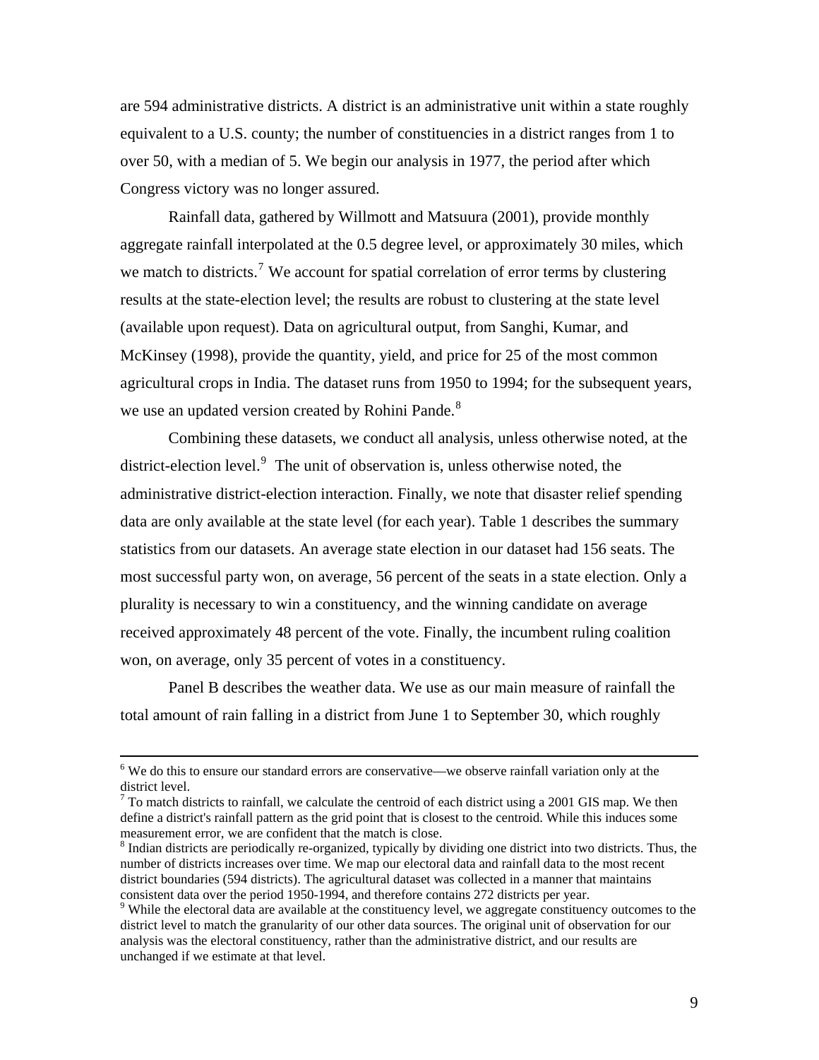are 594 administrative districts. A district is an administrative unit within a state roughly equivalent to a U.S. county; the number of constituencies in a district ranges from 1 to over 50, with a median of 5. We begin our analysis in 1977, the period after which Congress victory was no longer assured.

Rainfall data, gathered by Willmott and Matsuura (2001), provide monthly aggregate rainfall interpolated at the 0.5 degree level, or approximately 30 miles, which we match to districts.[7] We account for spatial correlation of error terms by clustering results at the state-election level; the results are robust to clustering at the state level (available upon request). Data on agricultural output, from Sanghi, Kumar, and McKinsey (1998), provide the quantity, yield, and price for 25 of the most common agricultural crops in India. The dataset runs from 1950 to 1994; for the subsequent years, we use an updated version created by Rohini Pande.[8]

Combining these datasets, we conduct all analysis, unless otherwise noted, at the district-election level.[9] The unit of observation is, unless otherwise noted, the administrative district-election interaction. Finally, we note that disaster relief spending data are only available at the state level (for each year). Table 1 describes the summary statistics from our datasets. An average state election in our dataset had 156 seats. The most successful party won, on average, 56 percent of the seats in a state election. Only a plurality is necessary to win a constituency, and the winning candidate on average received approximately 48 percent of the vote. Finally, the incumbent ruling coalition won, on average, only 35 percent of votes in a constituency.

Panel B describes the weather data. We use as our main measure of rainfall the total amount of rain falling in a district from June 1 to September 30, which roughly

---

[6] We do this to ensure our standard errors are conservative—we observe rainfall variation only at the district level.

[7] To match districts to rainfall, we calculate the centroid of each district using a 2001 GIS map. We then define a district's rainfall pattern as the grid point that is closest to the centroid. While this induces some measurement error, we are confident that the match is close.

[8] Indian districts are periodically re-organized, typically by dividing one district into two districts. Thus, the number of districts increases over time. We map our electoral data and rainfall data to the most recent district boundaries (594 districts). The agricultural dataset was collected in a manner that maintains consistent data over the period 1950-1994, and therefore contains 272 districts per year.

[9] While the electoral data are available at the constituency level, we aggregate constituency outcomes to the district level to match the granularity of our other data sources. The original unit of observation for our analysis was the electoral constituency, rather than the administrative district, and our results are unchanged if we estimate at that level.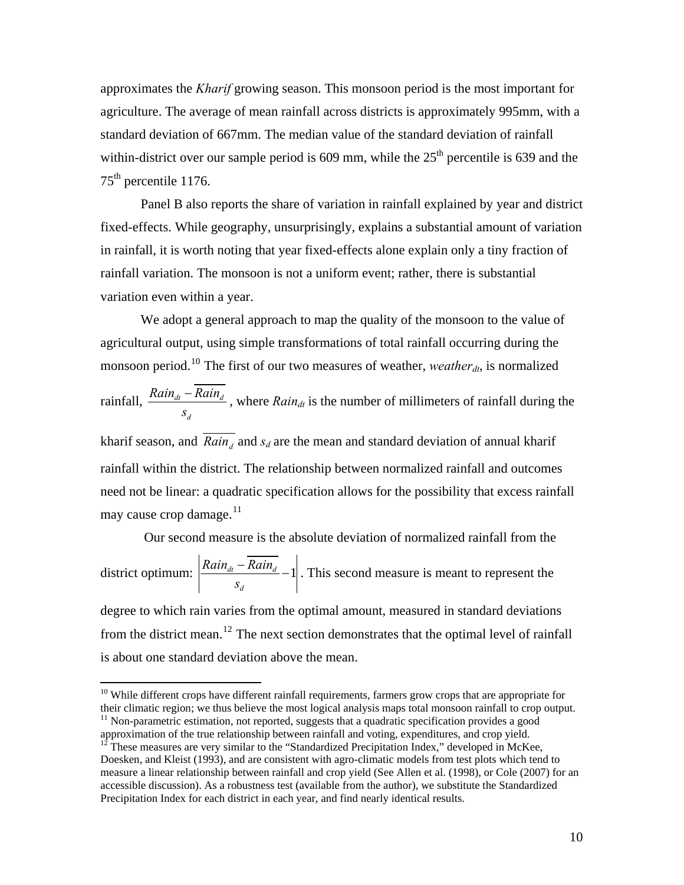approximates the *Kharif* growing season. This monsoon period is the most important for agriculture. The average of mean rainfall across districts is approximately 995mm, with a standard deviation of 667mm. The median value of the standard deviation of rainfall within-district over our sample period is 609 mm, while the 25th percentile is 639 and the 75th percentile 1176.

Panel B also reports the share of variation in rainfall explained by year and district fixed-effects. While geography, unsurprisingly, explains a substantial amount of variation in rainfall, it is worth noting that year fixed-effects alone explain only a tiny fraction of rainfall variation. The monsoon is not a uniform event; rather, there is substantial variation even within a year.

We adopt a general approach to map the quality of the monsoon to the value of agricultural output, using simple transformations of total rainfall occurring during the monsoon period.[10] The first of our two measures of weather, $weather_{dt}$, is normalized rainfall, $\frac{Rain_{dt} - \overline{Rain_d}}{s_d}$, where $Rain_{dt}$ is the number of millimeters of rainfall during the kharif season, and $\overline{Rain_d}$ and $s_d$ are the mean and standard deviation of annual kharif rainfall within the district. The relationship between normalized rainfall and outcomes need not be linear: a quadratic specification allows for the possibility that excess rainfall may cause crop damage.[11]

Our second measure is the absolute deviation of normalized rainfall from the district optimum: $\left| \frac{Rain_{dt} - \overline{Rain_d}}{s_d} - 1 \right|$. This second measure is meant to represent the degree to which rain varies from the optimal amount, measured in standard deviations from the district mean.[12] The next section demonstrates that the optimal level of rainfall is about one standard deviation above the mean.

[10] While different crops have different rainfall requirements, farmers grow crops that are appropriate for their climatic region; we thus believe the most logical analysis maps total monsoon rainfall to crop output.

[11] Non-parametric estimation, not reported, suggests that a quadratic specification provides a good approximation of the true relationship between rainfall and voting, expenditures, and crop yield.

[12] These measures are very similar to the "Standardized Precipitation Index," developed in McKee, Doesken, and Kleist (1993), and are consistent with agro-climatic models from test plots which tend to measure a linear relationship between rainfall and crop yield (See Allen et al. (1998), or Cole (2007) for an accessible discussion). As a robustness test (available from the author), we substitute the Standardized Precipitation Index for each district in each year, and find nearly identical results.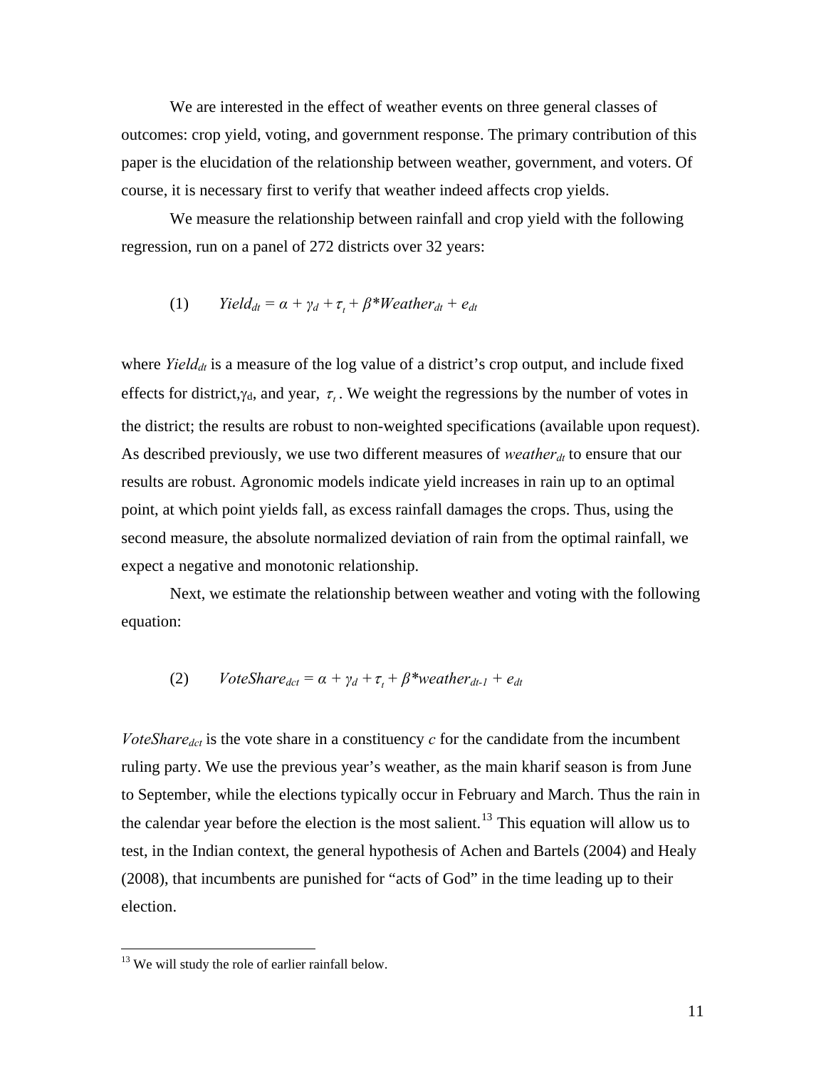We are interested in the effect of weather events on three general classes of outcomes: crop yield, voting, and government response. The primary contribution of this paper is the elucidation of the relationship between weather, government, and voters. Of course, it is necessary first to verify that weather indeed affects crop yields.

We measure the relationship between rainfall and crop yield with the following regression, run on a panel of 272 districts over 32 years:

$$(1) \qquad Yield_{dt} = \alpha + \gamma_d + \tau_t + \beta * Weather_{dt} + e_{dt}$$

where $Yield_{dt}$ is a measure of the log value of a district's crop output, and include fixed effects for district, $\gamma_d$, and year, $\tau_t$. We weight the regressions by the number of votes in the district; the results are robust to non-weighted specifications (available upon request). As described previously, we use two different measures of $weather_{dt}$ to ensure that our results are robust. Agronomic models indicate yield increases in rain up to an optimal point, at which point yields fall, as excess rainfall damages the crops. Thus, using the second measure, the absolute normalized deviation of rain from the optimal rainfall, we expect a negative and monotonic relationship.

Next, we estimate the relationship between weather and voting with the following equation:

$$(2) \qquad VoteShare_{dct} = \alpha + \gamma_d + \tau_t + \beta * weather_{dt-1} + e_{dt}$$

$VoteShare_{dct}$ is the vote share in a constituency $c$ for the candidate from the incumbent ruling party. We use the previous year's weather, as the main kharif season is from June to September, while the elections typically occur in February and March. Thus the rain in the calendar year before the election is the most salient.[13] This equation will allow us to test, in the Indian context, the general hypothesis of Achen and Bartels (2004) and Healy (2008), that incumbents are punished for "acts of God" in the time leading up to their election.

[13] We will study the role of earlier rainfall below.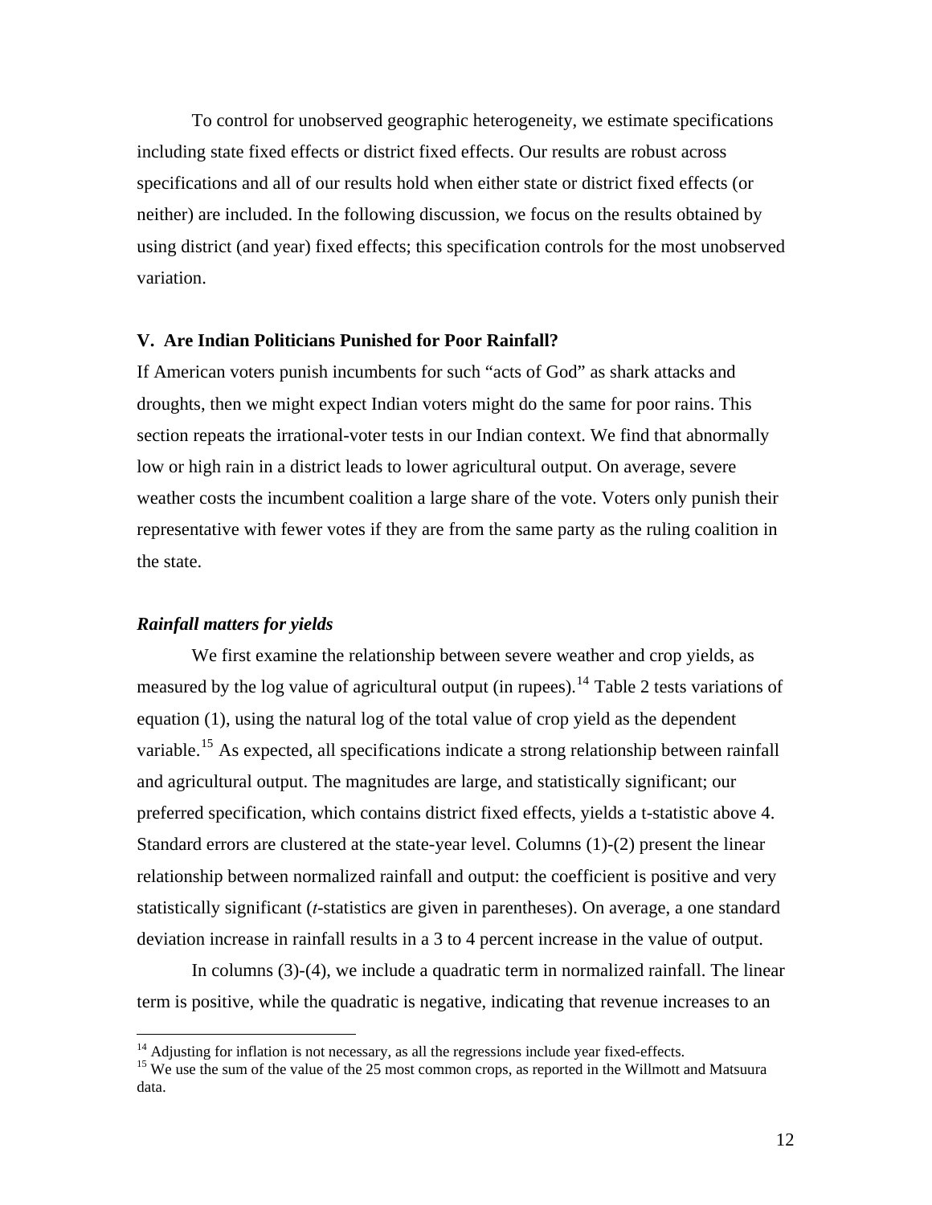To control for unobserved geographic heterogeneity, we estimate specifications including state fixed effects or district fixed effects. Our results are robust across specifications and all of our results hold when either state or district fixed effects (or neither) are included. In the following discussion, we focus on the results obtained by using district (and year) fixed effects; this specification controls for the most unobserved variation.

## V. Are Indian Politicians Punished for Poor Rainfall?

If American voters punish incumbents for such "acts of God" as shark attacks and droughts, then we might expect Indian voters might do the same for poor rains. This section repeats the irrational-voter tests in our Indian context. We find that abnormally low or high rain in a district leads to lower agricultural output. On average, severe weather costs the incumbent coalition a large share of the vote. Voters only punish their representative with fewer votes if they are from the same party as the ruling coalition in the state.

### *Rainfall matters for yields*

We first examine the relationship between severe weather and crop yields, as measured by the log value of agricultural output (in rupees).[14] Table 2 tests variations of equation (1), using the natural log of the total value of crop yield as the dependent variable.[15] As expected, all specifications indicate a strong relationship between rainfall and agricultural output. The magnitudes are large, and statistically significant; our preferred specification, which contains district fixed effects, yields a t-statistic above 4. Standard errors are clustered at the state-year level. Columns (1)-(2) present the linear relationship between normalized rainfall and output: the coefficient is positive and very statistically significant (*t*-statistics are given in parentheses). On average, a one standard deviation increase in rainfall results in a 3 to 4 percent increase in the value of output.

In columns (3)-(4), we include a quadratic term in normalized rainfall. The linear term is positive, while the quadratic is negative, indicating that revenue increases to an

[14] Adjusting for inflation is not necessary, as all the regressions include year fixed-effects.

[15] We use the sum of the value of the 25 most common crops, as reported in the Willmott and Matsuura data.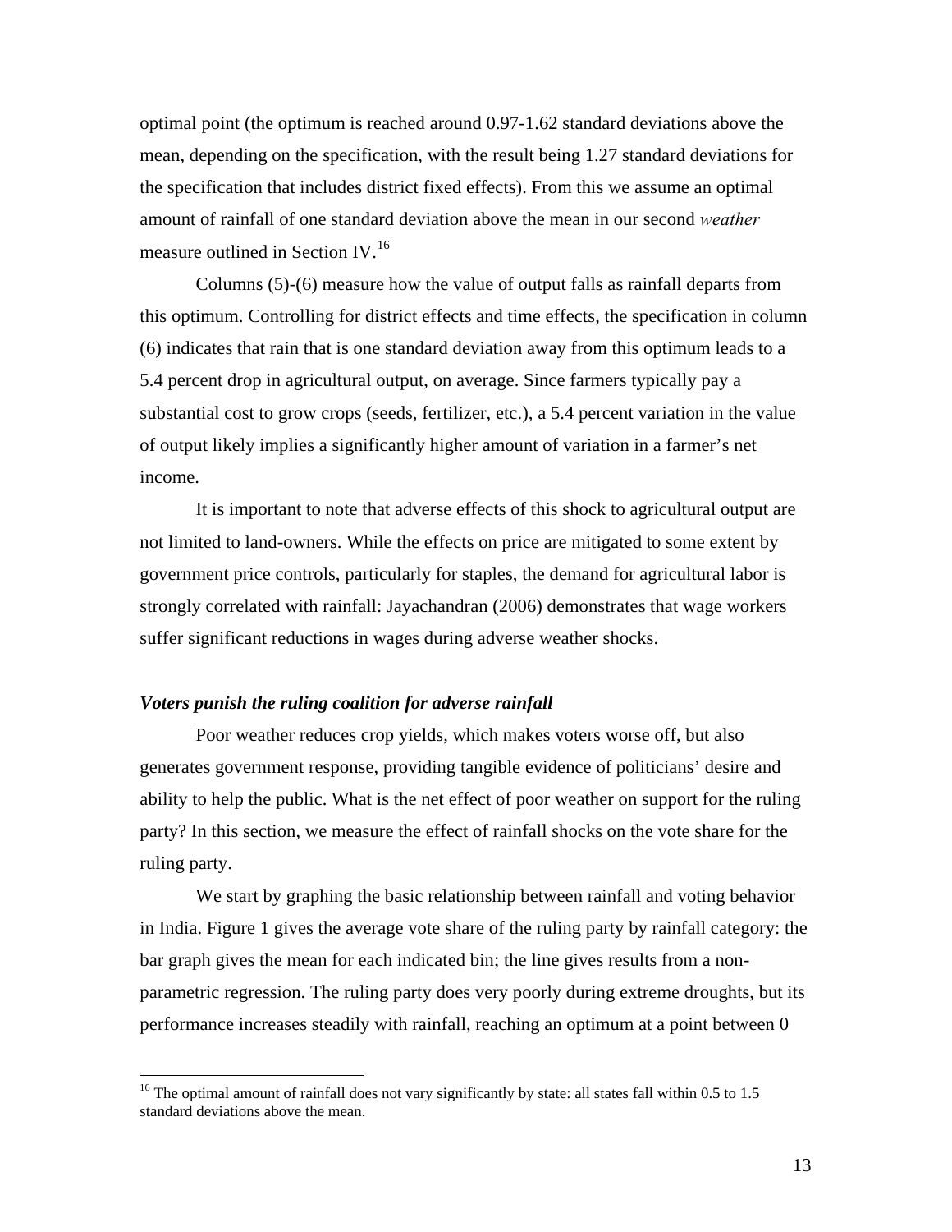optimal point (the optimum is reached around 0.97-1.62 standard deviations above the mean, depending on the specification, with the result being 1.27 standard deviations for the specification that includes district fixed effects). From this we assume an optimal amount of rainfall of one standard deviation above the mean in our second *weather* measure outlined in Section IV.[16]

Columns (5)-(6) measure how the value of output falls as rainfall departs from this optimum. Controlling for district effects and time effects, the specification in column (6) indicates that rain that is one standard deviation away from this optimum leads to a 5.4 percent drop in agricultural output, on average. Since farmers typically pay a substantial cost to grow crops (seeds, fertilizer, etc.), a 5.4 percent variation in the value of output likely implies a significantly higher amount of variation in a farmer's net income.

It is important to note that adverse effects of this shock to agricultural output are not limited to land-owners. While the effects on price are mitigated to some extent by government price controls, particularly for staples, the demand for agricultural labor is strongly correlated with rainfall: Jayachandran (2006) demonstrates that wage workers suffer significant reductions in wages during adverse weather shocks.

***Voters punish the ruling coalition for adverse rainfall***

Poor weather reduces crop yields, which makes voters worse off, but also generates government response, providing tangible evidence of politicians' desire and ability to help the public. What is the net effect of poor weather on support for the ruling party? In this section, we measure the effect of rainfall shocks on the vote share for the ruling party.

We start by graphing the basic relationship between rainfall and voting behavior in India. Figure 1 gives the average vote share of the ruling party by rainfall category: the bar graph gives the mean for each indicated bin; the line gives results from a non-parametric regression. The ruling party does very poorly during extreme droughts, but its performance increases steadily with rainfall, reaching an optimum at a point between 0

[16] The optimal amount of rainfall does not vary significantly by state: all states fall within 0.5 to 1.5 standard deviations above the mean.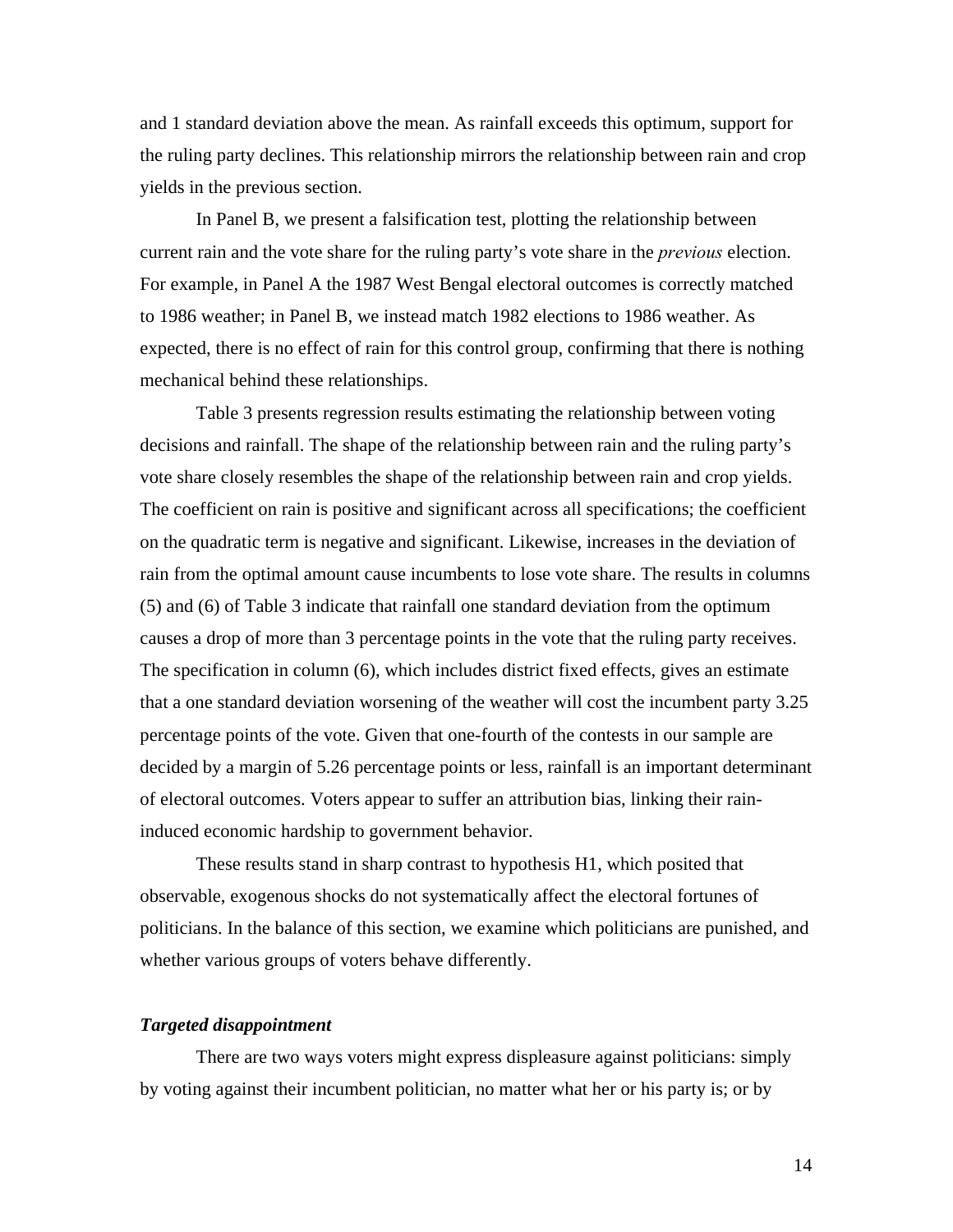and 1 standard deviation above the mean. As rainfall exceeds this optimum, support for the ruling party declines. This relationship mirrors the relationship between rain and crop yields in the previous section.

In Panel B, we present a falsification test, plotting the relationship between current rain and the vote share for the ruling party's vote share in the *previous* election. For example, in Panel A the 1987 West Bengal electoral outcomes is correctly matched to 1986 weather; in Panel B, we instead match 1982 elections to 1986 weather. As expected, there is no effect of rain for this control group, confirming that there is nothing mechanical behind these relationships.

Table 3 presents regression results estimating the relationship between voting decisions and rainfall. The shape of the relationship between rain and the ruling party's vote share closely resembles the shape of the relationship between rain and crop yields. The coefficient on rain is positive and significant across all specifications; the coefficient on the quadratic term is negative and significant. Likewise, increases in the deviation of rain from the optimal amount cause incumbents to lose vote share. The results in columns (5) and (6) of Table 3 indicate that rainfall one standard deviation from the optimum causes a drop of more than 3 percentage points in the vote that the ruling party receives. The specification in column (6), which includes district fixed effects, gives an estimate that a one standard deviation worsening of the weather will cost the incumbent party 3.25 percentage points of the vote. Given that one-fourth of the contests in our sample are decided by a margin of 5.26 percentage points or less, rainfall is an important determinant of electoral outcomes. Voters appear to suffer an attribution bias, linking their rain-induced economic hardship to government behavior.

These results stand in sharp contrast to hypothesis H1, which posited that observable, exogenous shocks do not systematically affect the electoral fortunes of politicians. In the balance of this section, we examine which politicians are punished, and whether various groups of voters behave differently.

***Targeted disappointment***

There are two ways voters might express displeasure against politicians: simply by voting against their incumbent politician, no matter what her or his party is; or by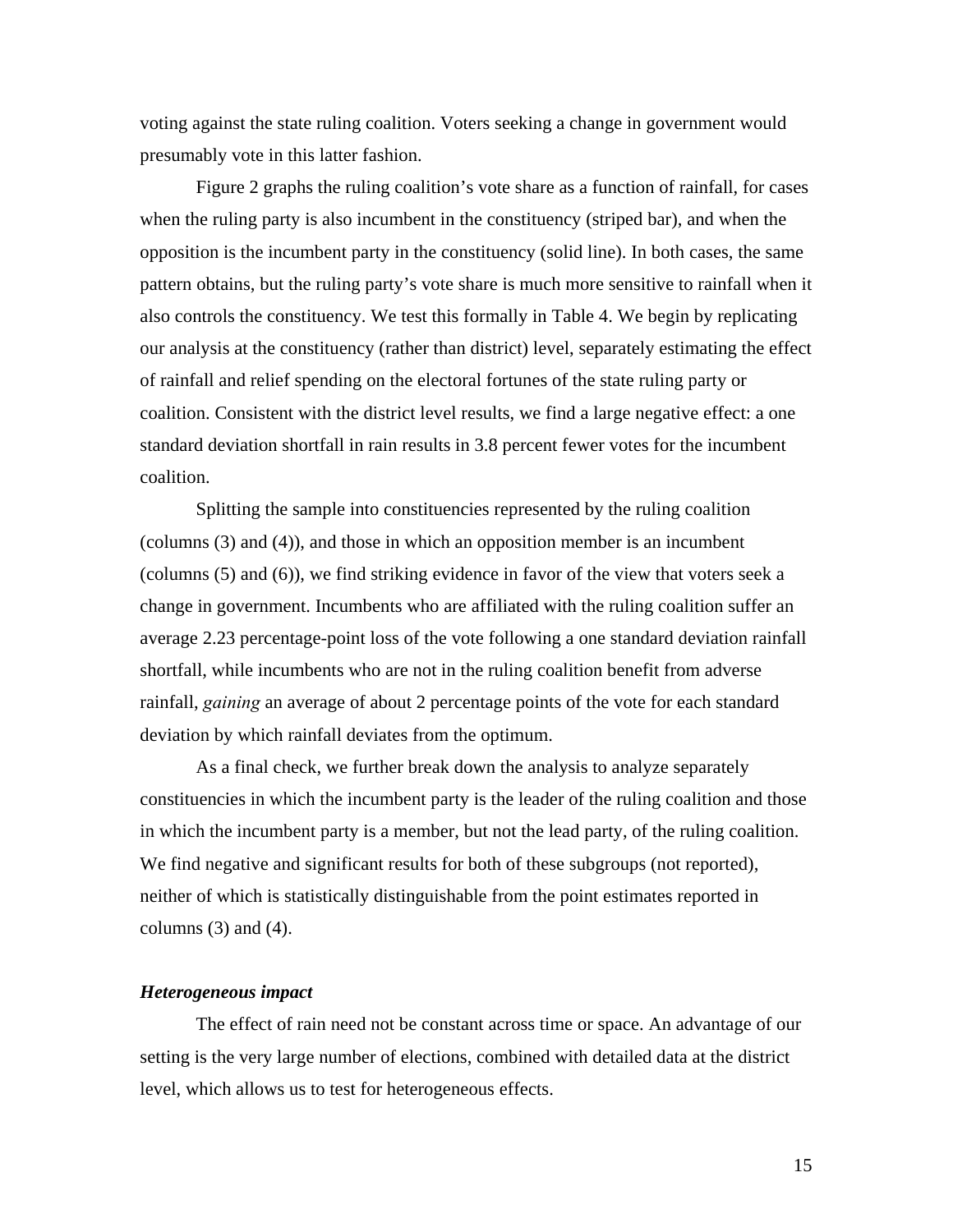voting against the state ruling coalition. Voters seeking a change in government would presumably vote in this latter fashion.

Figure 2 graphs the ruling coalition's vote share as a function of rainfall, for cases when the ruling party is also incumbent in the constituency (striped bar), and when the opposition is the incumbent party in the constituency (solid line). In both cases, the same pattern obtains, but the ruling party's vote share is much more sensitive to rainfall when it also controls the constituency. We test this formally in Table 4. We begin by replicating our analysis at the constituency (rather than district) level, separately estimating the effect of rainfall and relief spending on the electoral fortunes of the state ruling party or coalition. Consistent with the district level results, we find a large negative effect: a one standard deviation shortfall in rain results in 3.8 percent fewer votes for the incumbent coalition.

Splitting the sample into constituencies represented by the ruling coalition (columns (3) and (4)), and those in which an opposition member is an incumbent (columns (5) and (6)), we find striking evidence in favor of the view that voters seek a change in government. Incumbents who are affiliated with the ruling coalition suffer an average 2.23 percentage-point loss of the vote following a one standard deviation rainfall shortfall, while incumbents who are not in the ruling coalition benefit from adverse rainfall, *gaining* an average of about 2 percentage points of the vote for each standard deviation by which rainfall deviates from the optimum.

As a final check, we further break down the analysis to analyze separately constituencies in which the incumbent party is the leader of the ruling coalition and those in which the incumbent party is a member, but not the lead party, of the ruling coalition. We find negative and significant results for both of these subgroups (not reported), neither of which is statistically distinguishable from the point estimates reported in columns (3) and (4).

### *Heterogeneous impact*

The effect of rain need not be constant across time or space. An advantage of our setting is the very large number of elections, combined with detailed data at the district level, which allows us to test for heterogeneous effects.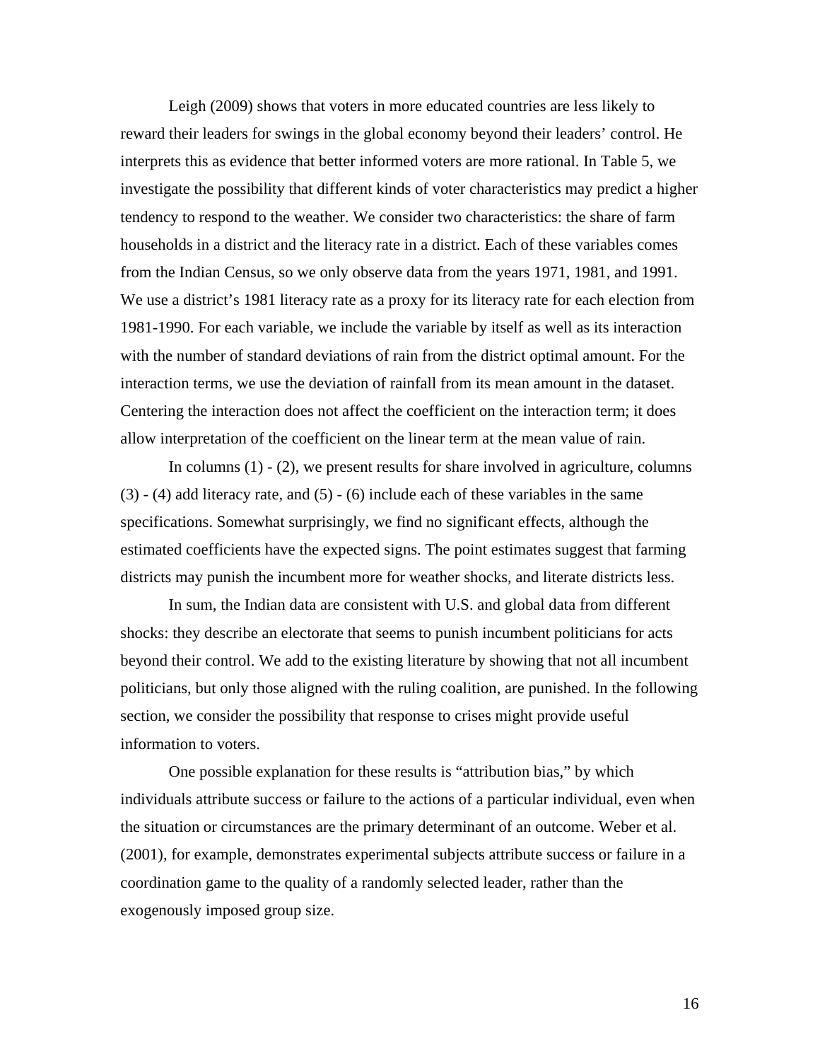Leigh (2009) shows that voters in more educated countries are less likely to reward their leaders for swings in the global economy beyond their leaders' control. He interprets this as evidence that better informed voters are more rational. In Table 5, we investigate the possibility that different kinds of voter characteristics may predict a higher tendency to respond to the weather. We consider two characteristics: the share of farm households in a district and the literacy rate in a district. Each of these variables comes from the Indian Census, so we only observe data from the years 1971, 1981, and 1991. We use a district's 1981 literacy rate as a proxy for its literacy rate for each election from 1981-1990. For each variable, we include the variable by itself as well as its interaction with the number of standard deviations of rain from the district optimal amount. For the interaction terms, we use the deviation of rainfall from its mean amount in the dataset. Centering the interaction does not affect the coefficient on the interaction term; it does allow interpretation of the coefficient on the linear term at the mean value of rain.

In columns (1) - (2), we present results for share involved in agriculture, columns (3) - (4) add literacy rate, and (5) - (6) include each of these variables in the same specifications. Somewhat surprisingly, we find no significant effects, although the estimated coefficients have the expected signs. The point estimates suggest that farming districts may punish the incumbent more for weather shocks, and literate districts less.

In sum, the Indian data are consistent with U.S. and global data from different shocks: they describe an electorate that seems to punish incumbent politicians for acts beyond their control. We add to the existing literature by showing that not all incumbent politicians, but only those aligned with the ruling coalition, are punished. In the following section, we consider the possibility that response to crises might provide useful information to voters.

One possible explanation for these results is "attribution bias," by which individuals attribute success or failure to the actions of a particular individual, even when the situation or circumstances are the primary determinant of an outcome. Weber et al. (2001), for example, demonstrates experimental subjects attribute success or failure in a coordination game to the quality of a randomly selected leader, rather than the exogenously imposed group size.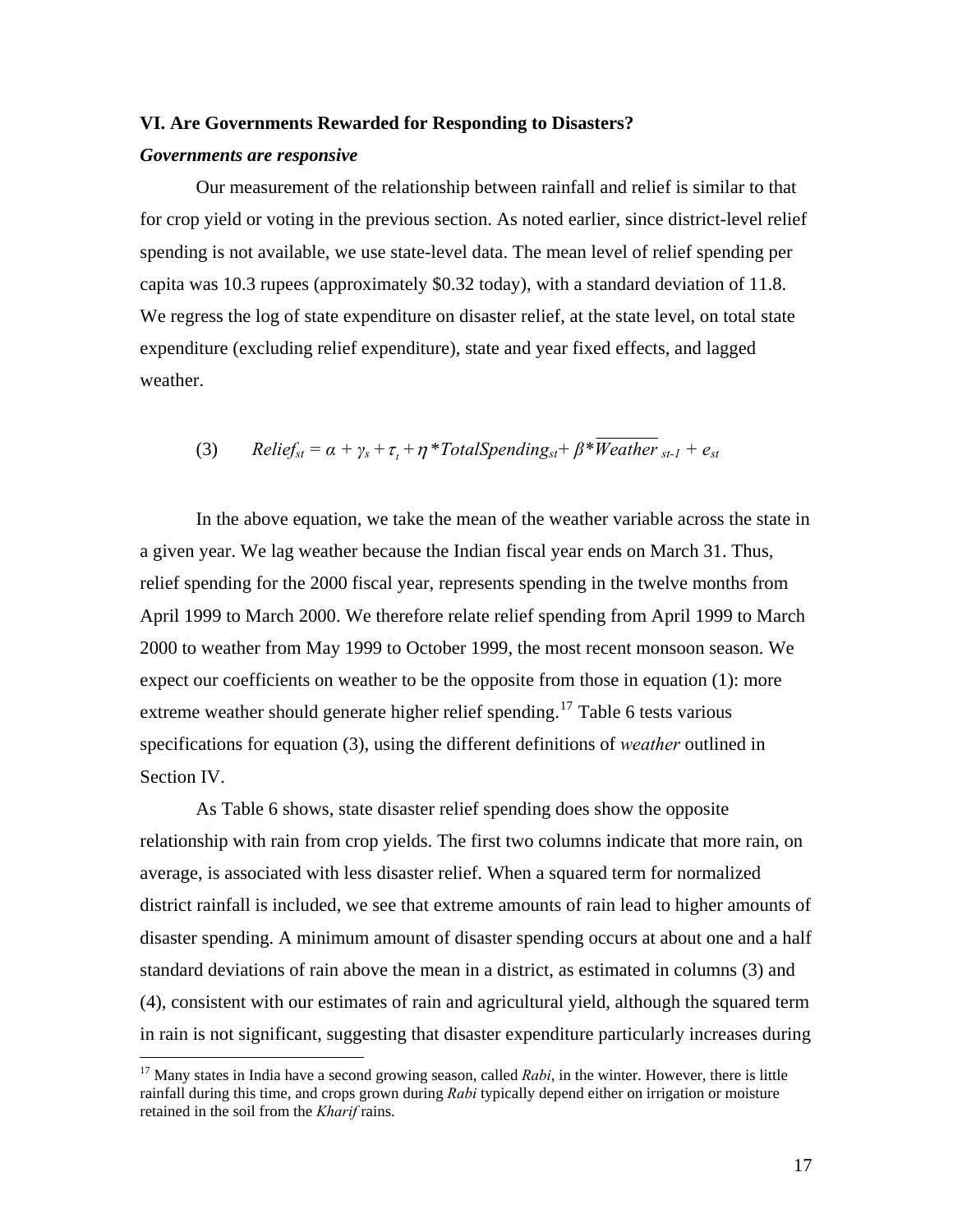### VI. Are Governments Rewarded for Responding to Disasters?

#### *Governments are responsive*

Our measurement of the relationship between rainfall and relief is similar to that for crop yield or voting in the previous section. As noted earlier, since district-level relief spending is not available, we use state-level data. The mean level of relief spending per capita was 10.3 rupees (approximately $0.32 today), with a standard deviation of 11.8. We regress the log of state expenditure on disaster relief, at the state level, on total state expenditure (excluding relief expenditure), state and year fixed effects, and lagged weather.

$$(3) \qquad Relief_{st} = \alpha + \gamma_s + \tau_t + \eta * TotalSpending_{st} + \beta * \overline{Weather}_{st-1} + e_{st}$$

In the above equation, we take the mean of the weather variable across the state in a given year. We lag weather because the Indian fiscal year ends on March 31. Thus, relief spending for the 2000 fiscal year, represents spending in the twelve months from April 1999 to March 2000. We therefore relate relief spending from April 1999 to March 2000 to weather from May 1999 to October 1999, the most recent monsoon season. We expect our coefficients on weather to be the opposite from those in equation (1): more extreme weather should generate higher relief spending.[17] Table 6 tests various specifications for equation (3), using the different definitions of *weather* outlined in Section IV.

As Table 6 shows, state disaster relief spending does show the opposite relationship with rain from crop yields. The first two columns indicate that more rain, on average, is associated with less disaster relief. When a squared term for normalized district rainfall is included, we see that extreme amounts of rain lead to higher amounts of disaster spending. A minimum amount of disaster spending occurs at about one and a half standard deviations of rain above the mean in a district, as estimated in columns (3) and (4), consistent with our estimates of rain and agricultural yield, although the squared term in rain is not significant, suggesting that disaster expenditure particularly increases during

---

[17] Many states in India have a second growing season, called *Rabi*, in the winter. However, there is little rainfall during this time, and crops grown during *Rabi* typically depend either on irrigation or moisture retained in the soil from the *Kharif* rains.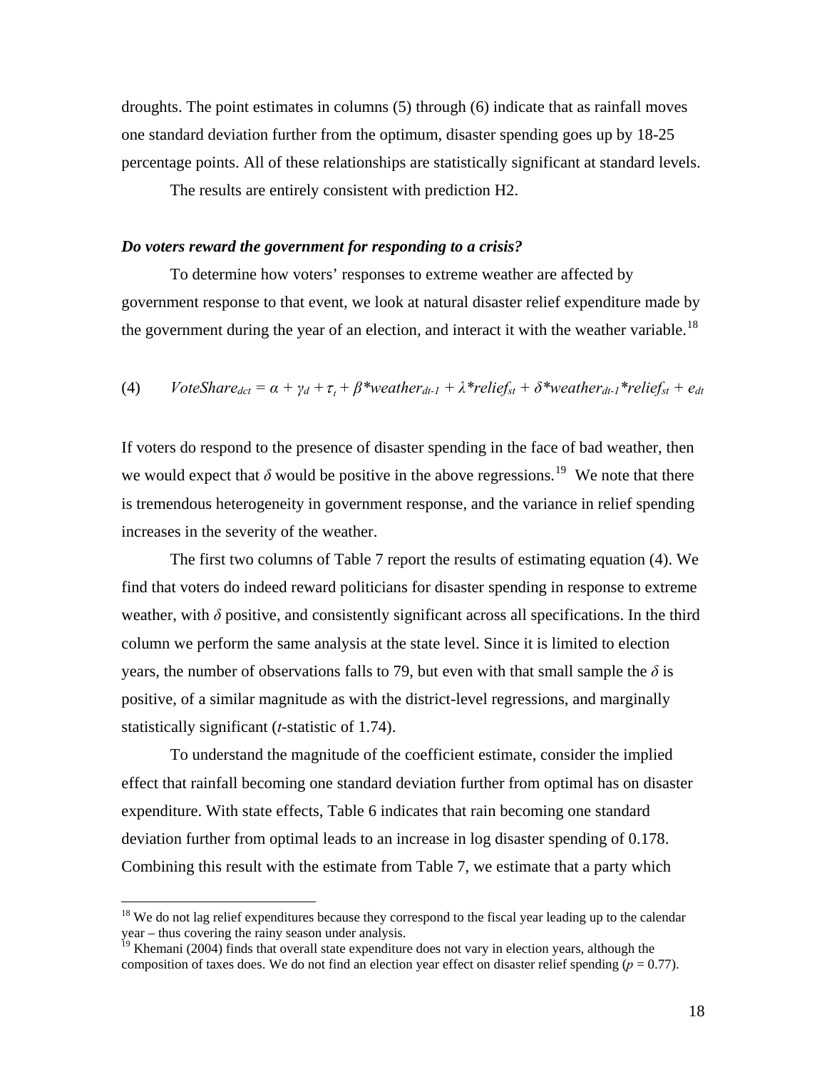droughts. The point estimates in columns (5) through (6) indicate that as rainfall moves one standard deviation further from the optimum, disaster spending goes up by 18-25 percentage points. All of these relationships are statistically significant at standard levels.

The results are entirely consistent with prediction H2.

### *Do voters reward the government for responding to a crisis?*

To determine how voters' responses to extreme weather are affected by government response to that event, we look at natural disaster relief expenditure made by the government during the year of an election, and interact it with the weather variable.[18]

$$(4) \qquad VoteShare_{dct} = \alpha + \gamma_d + \tau_t + \beta * weather_{dt-1} + \lambda * relief_{st} + \delta * weather_{dt-1} * relief_{st} + e_{dt}$$

If voters do respond to the presence of disaster spending in the face of bad weather, then we would expect that $\delta$ would be positive in the above regressions.[19] We note that there is tremendous heterogeneity in government response, and the variance in relief spending increases in the severity of the weather.

The first two columns of Table 7 report the results of estimating equation (4). We find that voters do indeed reward politicians for disaster spending in response to extreme weather, with $\delta$ positive, and consistently significant across all specifications. In the third column we perform the same analysis at the state level. Since it is limited to election years, the number of observations falls to 79, but even with that small sample the $\delta$ is positive, of a similar magnitude as with the district-level regressions, and marginally statistically significant (*t*-statistic of 1.74).

To understand the magnitude of the coefficient estimate, consider the implied effect that rainfall becoming one standard deviation further from optimal has on disaster expenditure. With state effects, Table 6 indicates that rain becoming one standard deviation further from optimal leads to an increase in log disaster spending of 0.178. Combining this result with the estimate from Table 7, we estimate that a party which

---

[18] We do not lag relief expenditures because they correspond to the fiscal year leading up to the calendar year – thus covering the rainy season under analysis.

[19] Khemani (2004) finds that overall state expenditure does not vary in election years, although the composition of taxes does. We do not find an election year effect on disaster relief spending ($p = 0.77$).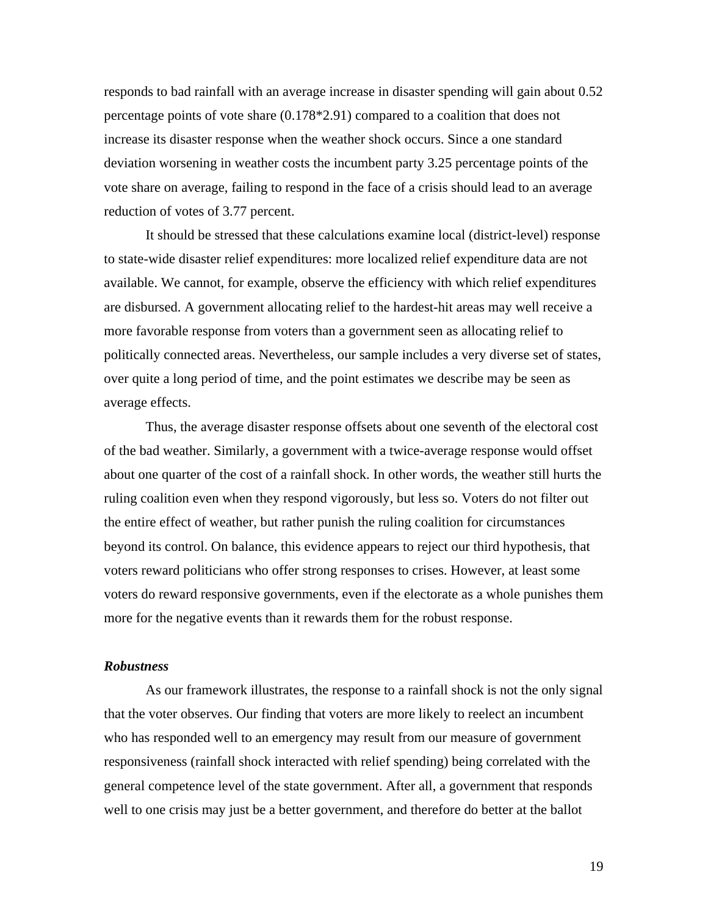responds to bad rainfall with an average increase in disaster spending will gain about 0.52 percentage points of vote share (0.178*2.91) compared to a coalition that does not increase its disaster response when the weather shock occurs. Since a one standard deviation worsening in weather costs the incumbent party 3.25 percentage points of the vote share on average, failing to respond in the face of a crisis should lead to an average reduction of votes of 3.77 percent.

It should be stressed that these calculations examine local (district-level) response to state-wide disaster relief expenditures: more localized relief expenditure data are not available. We cannot, for example, observe the efficiency with which relief expenditures are disbursed. A government allocating relief to the hardest-hit areas may well receive a more favorable response from voters than a government seen as allocating relief to politically connected areas. Nevertheless, our sample includes a very diverse set of states, over quite a long period of time, and the point estimates we describe may be seen as average effects.

Thus, the average disaster response offsets about one seventh of the electoral cost of the bad weather. Similarly, a government with a twice-average response would offset about one quarter of the cost of a rainfall shock. In other words, the weather still hurts the ruling coalition even when they respond vigorously, but less so. Voters do not filter out the entire effect of weather, but rather punish the ruling coalition for circumstances beyond its control. On balance, this evidence appears to reject our third hypothesis, that voters reward politicians who offer strong responses to crises. However, at least some voters do reward responsive governments, even if the electorate as a whole punishes them more for the negative events than it rewards them for the robust response.

***Robustness***

As our framework illustrates, the response to a rainfall shock is not the only signal that the voter observes. Our finding that voters are more likely to reelect an incumbent who has responded well to an emergency may result from our measure of government responsiveness (rainfall shock interacted with relief spending) being correlated with the general competence level of the state government. After all, a government that responds well to one crisis may just be a better government, and therefore do better at the ballot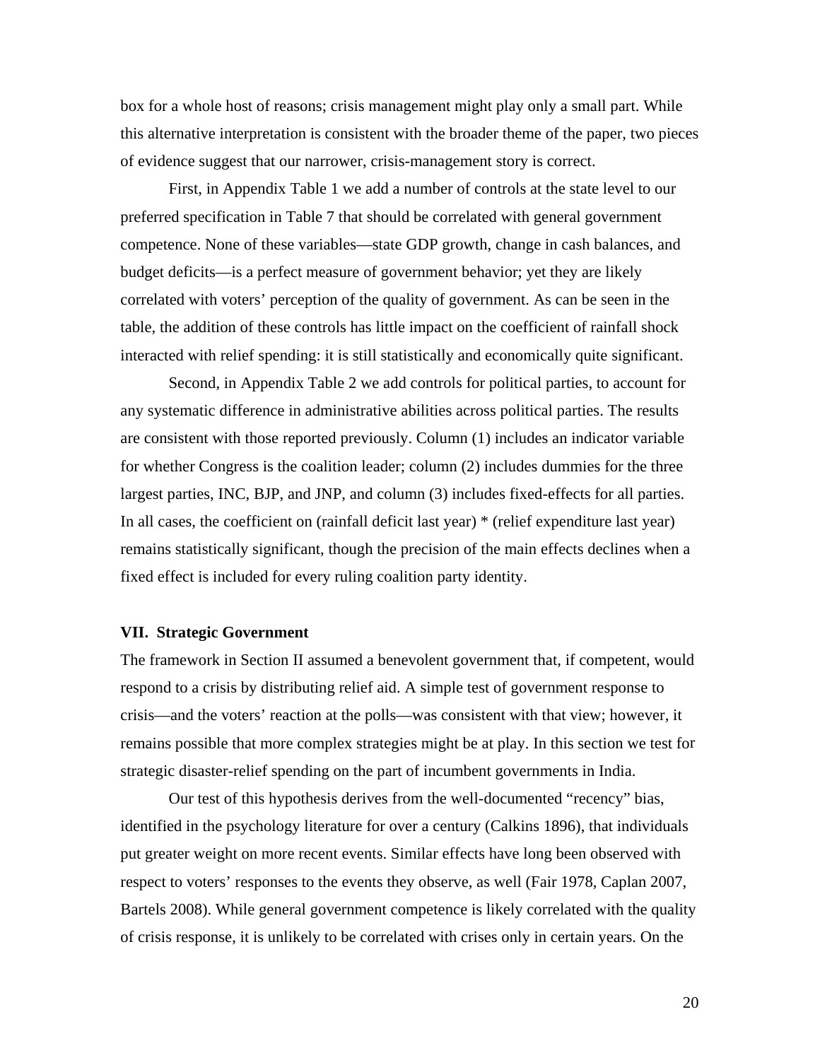box for a whole host of reasons; crisis management might play only a small part. While this alternative interpretation is consistent with the broader theme of the paper, two pieces of evidence suggest that our narrower, crisis-management story is correct.

First, in Appendix Table 1 we add a number of controls at the state level to our preferred specification in Table 7 that should be correlated with general government competence. None of these variables—state GDP growth, change in cash balances, and budget deficits—is a perfect measure of government behavior; yet they are likely correlated with voters' perception of the quality of government. As can be seen in the table, the addition of these controls has little impact on the coefficient of rainfall shock interacted with relief spending: it is still statistically and economically quite significant.

Second, in Appendix Table 2 we add controls for political parties, to account for any systematic difference in administrative abilities across political parties. The results are consistent with those reported previously. Column (1) includes an indicator variable for whether Congress is the coalition leader; column (2) includes dummies for the three largest parties, INC, BJP, and JNP, and column (3) includes fixed-effects for all parties. In all cases, the coefficient on (rainfall deficit last year) * (relief expenditure last year) remains statistically significant, though the precision of the main effects declines when a fixed effect is included for every ruling coalition party identity.

## VII. Strategic Government

The framework in Section II assumed a benevolent government that, if competent, would respond to a crisis by distributing relief aid. A simple test of government response to crisis—and the voters' reaction at the polls—was consistent with that view; however, it remains possible that more complex strategies might be at play. In this section we test for strategic disaster-relief spending on the part of incumbent governments in India.

Our test of this hypothesis derives from the well-documented "recency" bias, identified in the psychology literature for over a century (Calkins 1896), that individuals put greater weight on more recent events. Similar effects have long been observed with respect to voters' responses to the events they observe, as well (Fair 1978, Caplan 2007, Bartels 2008). While general government competence is likely correlated with the quality of crisis response, it is unlikely to be correlated with crises only in certain years. On the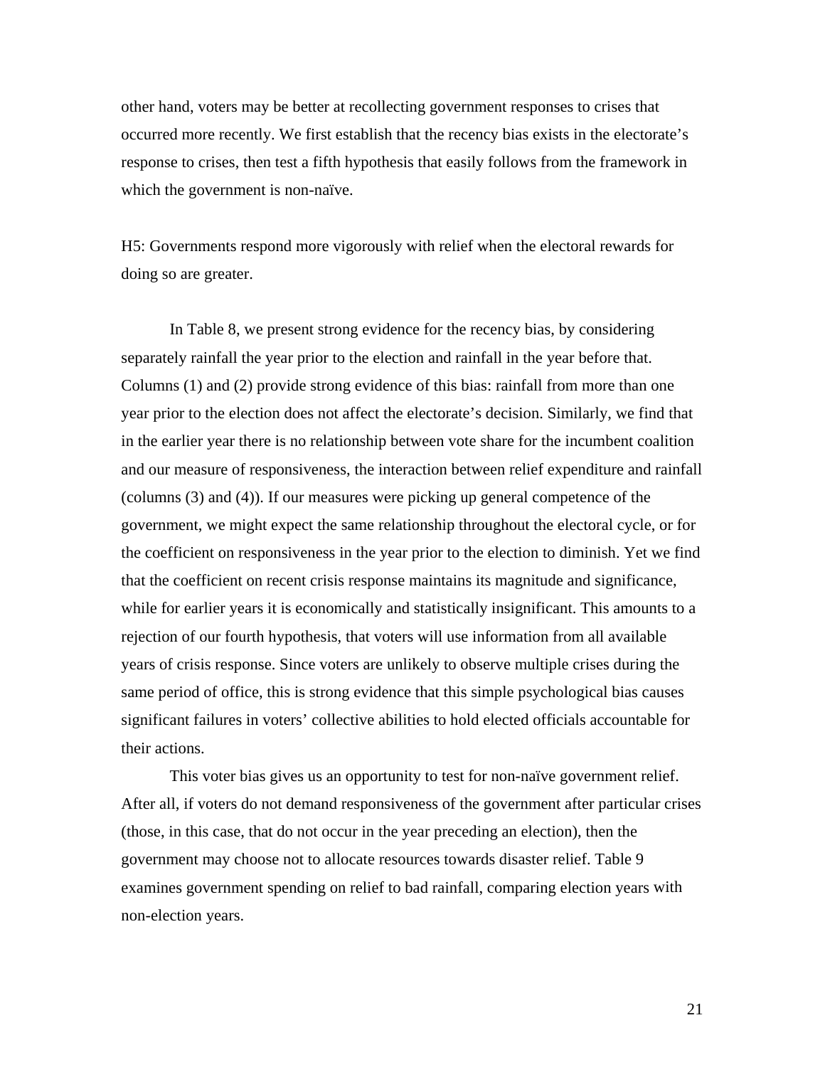other hand, voters may be better at recollecting government responses to crises that occurred more recently. We first establish that the recency bias exists in the electorate's response to crises, then test a fifth hypothesis that easily follows from the framework in which the government is non-naïve.

H5: Governments respond more vigorously with relief when the electoral rewards for doing so are greater.

In Table 8, we present strong evidence for the recency bias, by considering separately rainfall the year prior to the election and rainfall in the year before that. Columns (1) and (2) provide strong evidence of this bias: rainfall from more than one year prior to the election does not affect the electorate's decision. Similarly, we find that in the earlier year there is no relationship between vote share for the incumbent coalition and our measure of responsiveness, the interaction between relief expenditure and rainfall (columns (3) and (4)). If our measures were picking up general competence of the government, we might expect the same relationship throughout the electoral cycle, or for the coefficient on responsiveness in the year prior to the election to diminish. Yet we find that the coefficient on recent crisis response maintains its magnitude and significance, while for earlier years it is economically and statistically insignificant. This amounts to a rejection of our fourth hypothesis, that voters will use information from all available years of crisis response. Since voters are unlikely to observe multiple crises during the same period of office, this is strong evidence that this simple psychological bias causes significant failures in voters' collective abilities to hold elected officials accountable for their actions.

This voter bias gives us an opportunity to test for non-naïve government relief. After all, if voters do not demand responsiveness of the government after particular crises (those, in this case, that do not occur in the year preceding an election), then the government may choose not to allocate resources towards disaster relief. Table 9 examines government spending on relief to bad rainfall, comparing election years with non-election years.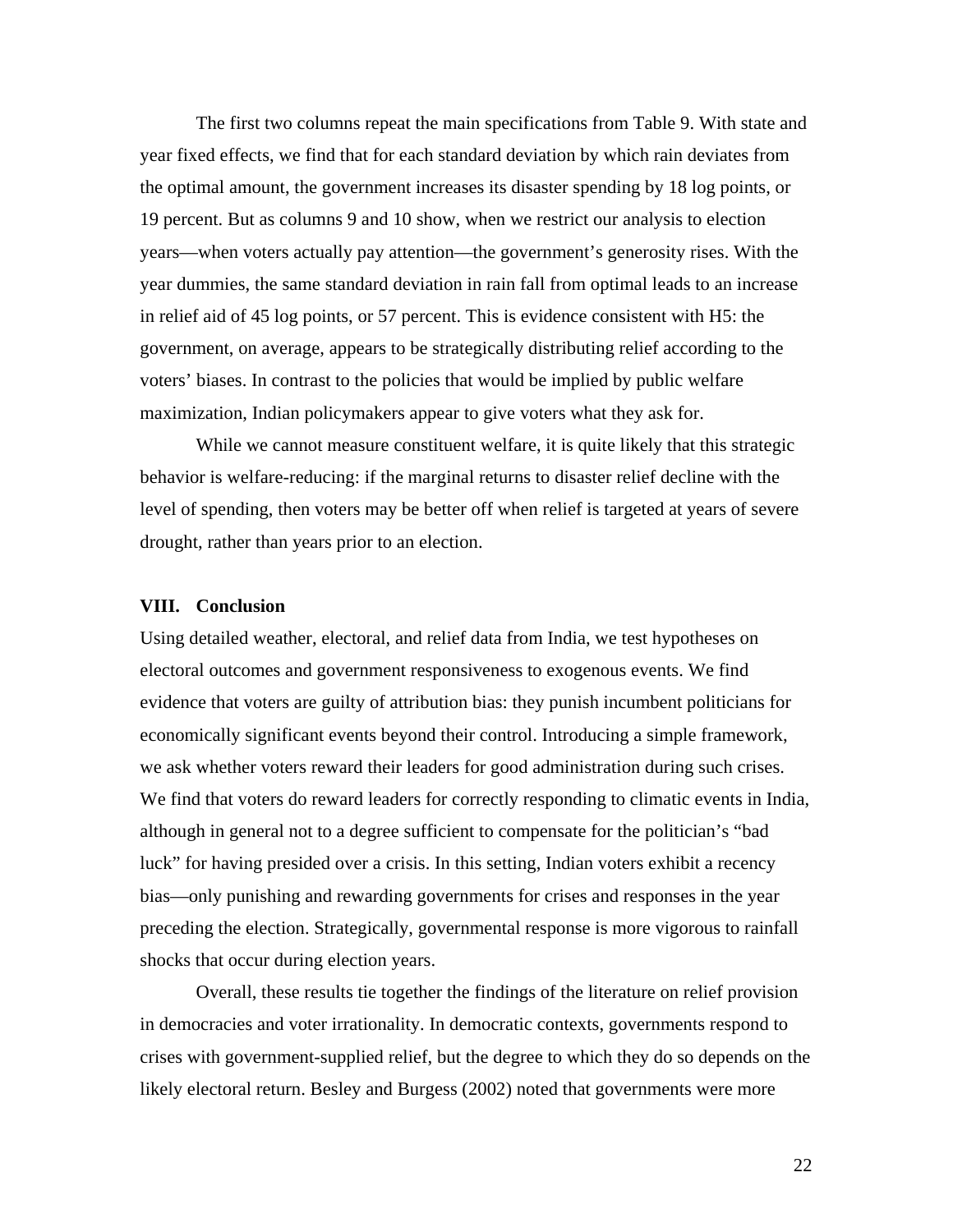The first two columns repeat the main specifications from Table 9. With state and year fixed effects, we find that for each standard deviation by which rain deviates from the optimal amount, the government increases its disaster spending by 18 log points, or 19 percent. But as columns 9 and 10 show, when we restrict our analysis to election years—when voters actually pay attention—the government's generosity rises. With the year dummies, the same standard deviation in rain fall from optimal leads to an increase in relief aid of 45 log points, or 57 percent. This is evidence consistent with H5: the government, on average, appears to be strategically distributing relief according to the voters' biases. In contrast to the policies that would be implied by public welfare maximization, Indian policymakers appear to give voters what they ask for.

While we cannot measure constituent welfare, it is quite likely that this strategic behavior is welfare-reducing: if the marginal returns to disaster relief decline with the level of spending, then voters may be better off when relief is targeted at years of severe drought, rather than years prior to an election.

## VIII. Conclusion

Using detailed weather, electoral, and relief data from India, we test hypotheses on electoral outcomes and government responsiveness to exogenous events. We find evidence that voters are guilty of attribution bias: they punish incumbent politicians for economically significant events beyond their control. Introducing a simple framework, we ask whether voters reward their leaders for good administration during such crises. We find that voters do reward leaders for correctly responding to climatic events in India, although in general not to a degree sufficient to compensate for the politician's "bad luck" for having presided over a crisis. In this setting, Indian voters exhibit a recency bias—only punishing and rewarding governments for crises and responses in the year preceding the election. Strategically, governmental response is more vigorous to rainfall shocks that occur during election years.

Overall, these results tie together the findings of the literature on relief provision in democracies and voter irrationality. In democratic contexts, governments respond to crises with government-supplied relief, but the degree to which they do so depends on the likely electoral return. Besley and Burgess (2002) noted that governments were more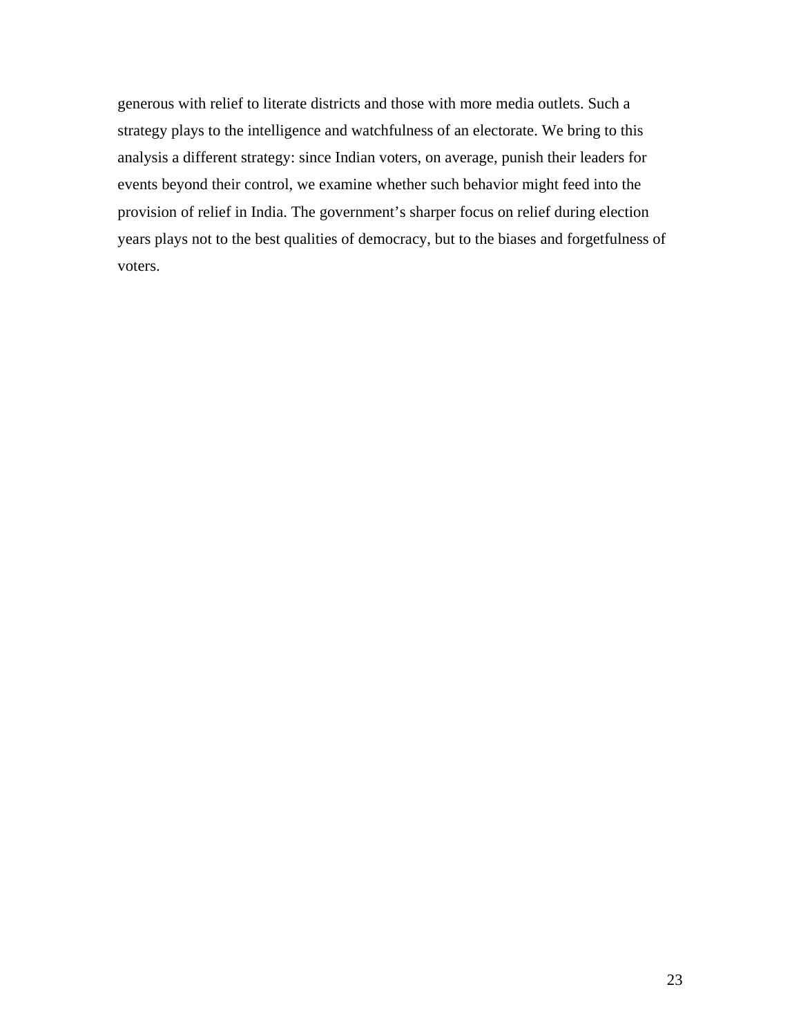generous with relief to literate districts and those with more media outlets. Such a strategy plays to the intelligence and watchfulness of an electorate. We bring to this analysis a different strategy: since Indian voters, on average, punish their leaders for events beyond their control, we examine whether such behavior might feed into the provision of relief in India. The government's sharper focus on relief during election years plays not to the best qualities of democracy, but to the biases and forgetfulness of voters.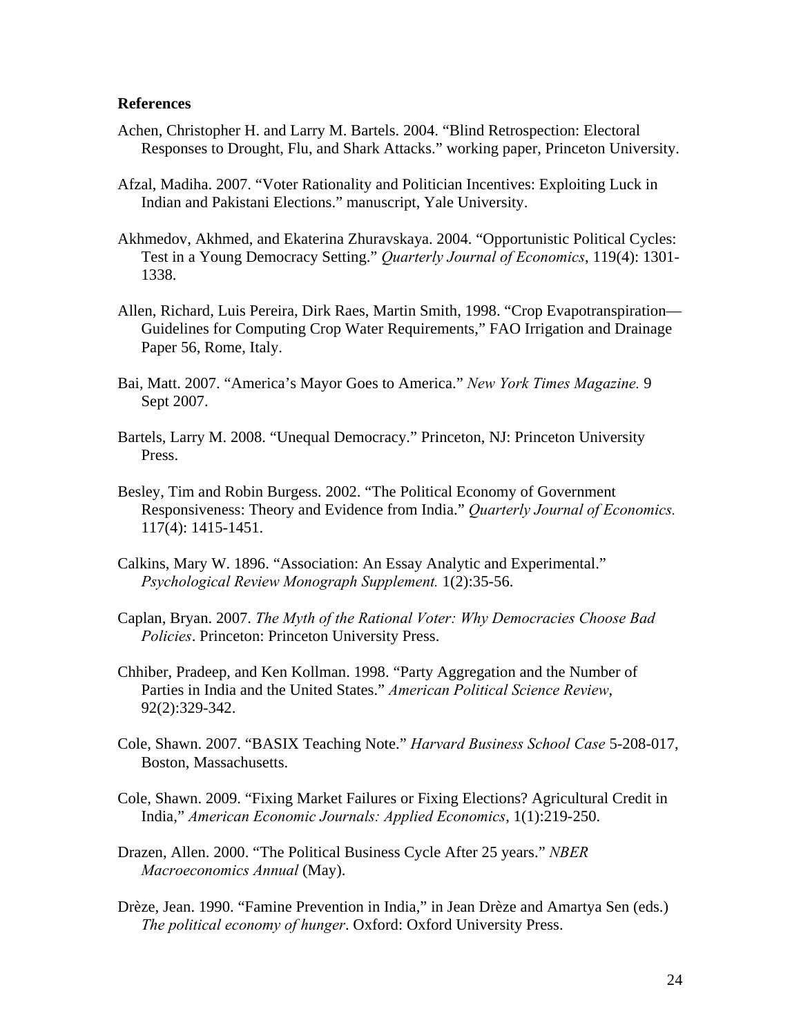**References**

Achen, Christopher H. and Larry M. Bartels. 2004. "Blind Retrospection: Electoral Responses to Drought, Flu, and Shark Attacks." working paper, Princeton University.

Afzal, Madiha. 2007. "Voter Rationality and Politician Incentives: Exploiting Luck in Indian and Pakistani Elections." manuscript, Yale University.

Akhmedov, Akhmed, and Ekaterina Zhuravskaya. 2004. "Opportunistic Political Cycles: Test in a Young Democracy Setting." *Quarterly Journal of Economics*, 119(4): 1301-1338.

Allen, Richard, Luis Pereira, Dirk Raes, Martin Smith, 1998. "Crop Evapotranspiration—Guidelines for Computing Crop Water Requirements," FAO Irrigation and Drainage Paper 56, Rome, Italy.

Bai, Matt. 2007. "America's Mayor Goes to America." *New York Times Magazine.* 9 Sept 2007.

Bartels, Larry M. 2008. "Unequal Democracy." Princeton, NJ: Princeton University Press.

Besley, Tim and Robin Burgess. 2002. "The Political Economy of Government Responsiveness: Theory and Evidence from India." *Quarterly Journal of Economics.* 117(4): 1415-1451.

Calkins, Mary W. 1896. "Association: An Essay Analytic and Experimental." *Psychological Review Monograph Supplement.* 1(2):35-56.

Caplan, Bryan. 2007. *The Myth of the Rational Voter: Why Democracies Choose Bad Policies*. Princeton: Princeton University Press.

Chhiber, Pradeep, and Ken Kollman. 1998. "Party Aggregation and the Number of Parties in India and the United States." *American Political Science Review*, 92(2):329-342.

Cole, Shawn. 2007. "BASIX Teaching Note." *Harvard Business School Case* 5-208-017, Boston, Massachusetts.

Cole, Shawn. 2009. "Fixing Market Failures or Fixing Elections? Agricultural Credit in India," *American Economic Journals: Applied Economics*, 1(1):219-250.

Drazen, Allen. 2000. "The Political Business Cycle After 25 years." *NBER Macroeconomics Annual* (May).

Drèze, Jean. 1990. "Famine Prevention in India," in Jean Drèze and Amartya Sen (eds.) *The political economy of hunger*. Oxford: Oxford University Press.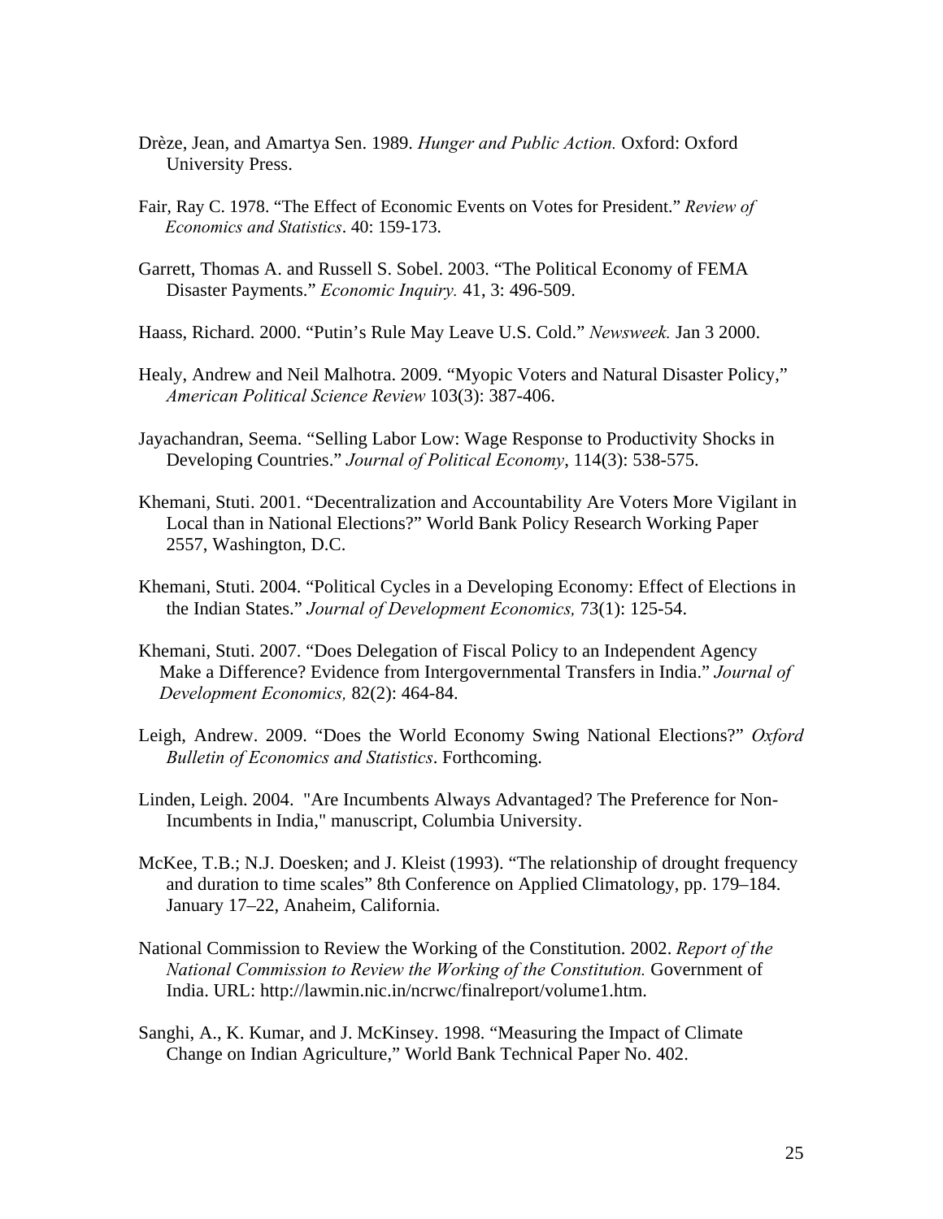Drèze, Jean, and Amartya Sen. 1989. *Hunger and Public Action.* Oxford: Oxford University Press.

Fair, Ray C. 1978. "The Effect of Economic Events on Votes for President." *Review of Economics and Statistics*. 40: 159-173.

Garrett, Thomas A. and Russell S. Sobel. 2003. "The Political Economy of FEMA Disaster Payments." *Economic Inquiry.* 41, 3: 496-509.

Haass, Richard. 2000. "Putin's Rule May Leave U.S. Cold." *Newsweek.* Jan 3 2000.

Healy, Andrew and Neil Malhotra. 2009. "Myopic Voters and Natural Disaster Policy," *American Political Science Review* 103(3): 387-406.

Jayachandran, Seema. "Selling Labor Low: Wage Response to Productivity Shocks in Developing Countries." *Journal of Political Economy*, 114(3): 538-575.

Khemani, Stuti. 2001. "Decentralization and Accountability Are Voters More Vigilant in Local than in National Elections?" World Bank Policy Research Working Paper 2557, Washington, D.C.

Khemani, Stuti. 2004. "Political Cycles in a Developing Economy: Effect of Elections in the Indian States." *Journal of Development Economics,* 73(1): 125-54.

Khemani, Stuti. 2007. "Does Delegation of Fiscal Policy to an Independent Agency Make a Difference? Evidence from Intergovernmental Transfers in India." *Journal of Development Economics,* 82(2): 464-84.

Leigh, Andrew. 2009. "Does the World Economy Swing National Elections?" *Oxford Bulletin of Economics and Statistics*. Forthcoming.

Linden, Leigh. 2004. "Are Incumbents Always Advantaged? The Preference for Non-Incumbents in India," manuscript, Columbia University.

McKee, T.B.; N.J. Doesken; and J. Kleist (1993). "The relationship of drought frequency and duration to time scales" 8th Conference on Applied Climatology, pp. 179–184. January 17–22, Anaheim, California.

National Commission to Review the Working of the Constitution. 2002. *Report of the National Commission to Review the Working of the Constitution.* Government of India. URL: http://lawmin.nic.in/ncrwc/finalreport/volume1.htm.

Sanghi, A., K. Kumar, and J. McKinsey. 1998. "Measuring the Impact of Climate Change on Indian Agriculture," World Bank Technical Paper No. 402.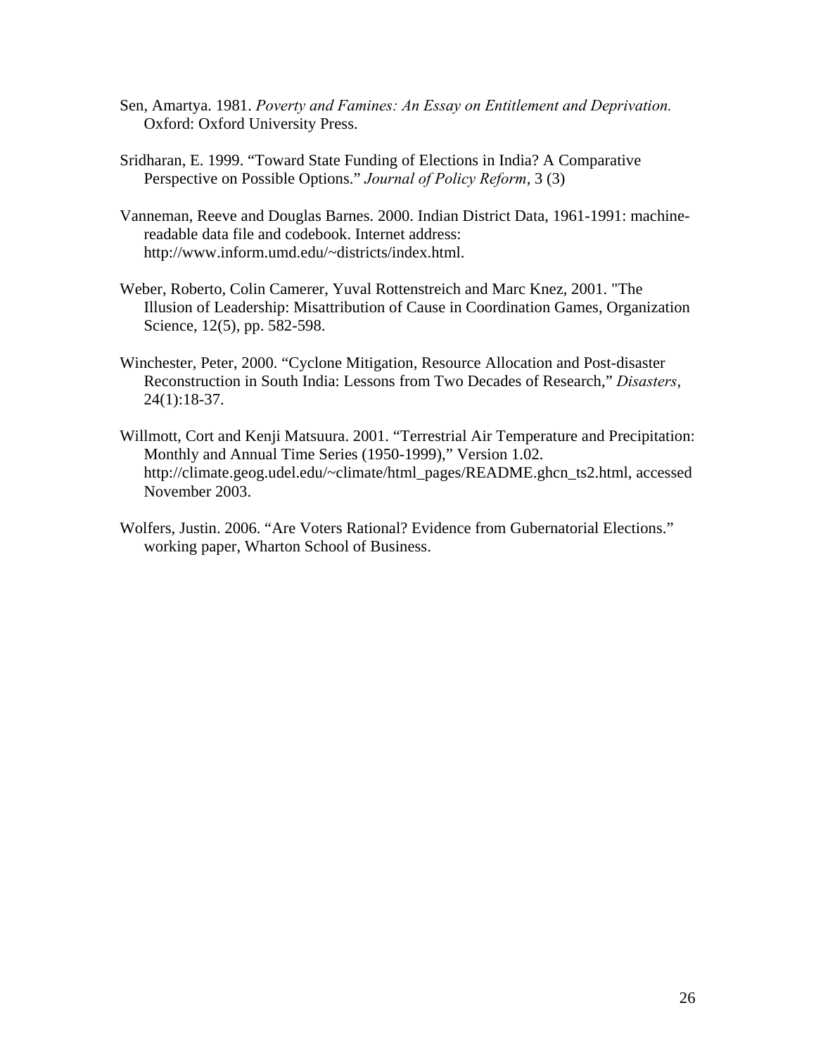Sen, Amartya. 1981. *Poverty and Famines: An Essay on Entitlement and Deprivation.* Oxford: Oxford University Press.

Sridharan, E. 1999. "Toward State Funding of Elections in India? A Comparative Perspective on Possible Options." *Journal of Policy Reform*, 3 (3)

Vanneman, Reeve and Douglas Barnes. 2000. Indian District Data, 1961-1991: machine-readable data file and codebook. Internet address: http://www.inform.umd.edu/~districts/index.html.

Weber, Roberto, Colin Camerer, Yuval Rottenstreich and Marc Knez, 2001. "The Illusion of Leadership: Misattribution of Cause in Coordination Games, Organization Science, 12(5), pp. 582-598.

Winchester, Peter, 2000. "Cyclone Mitigation, Resource Allocation and Post-disaster Reconstruction in South India: Lessons from Two Decades of Research," *Disasters*, 24(1):18-37.

Willmott, Cort and Kenji Matsuura. 2001. "Terrestrial Air Temperature and Precipitation: Monthly and Annual Time Series (1950-1999)," Version 1.02. http://climate.geog.udel.edu/~climate/html_pages/README.ghcn_ts2.html, accessed November 2003.

Wolfers, Justin. 2006. "Are Voters Rational? Evidence from Gubernatorial Elections." working paper, Wharton School of Business.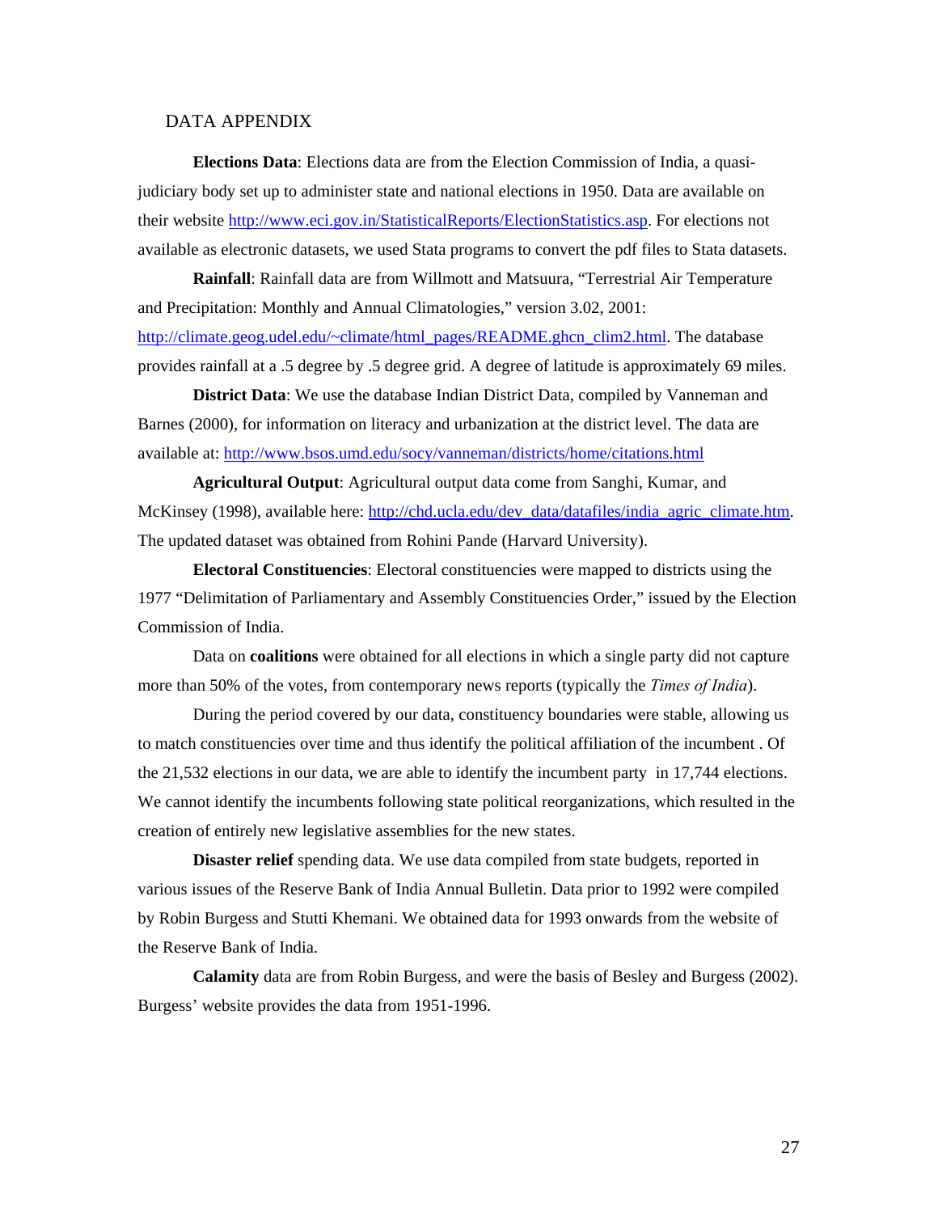# DATA APPENDIX

**Elections Data**: Elections data are from the Election Commission of India, a quasi-judiciary body set up to administer state and national elections in 1950. Data are available on their website http://www.eci.gov.in/StatisticalReports/ElectionStatistics.asp. For elections not available as electronic datasets, we used Stata programs to convert the pdf files to Stata datasets.

**Rainfall**: Rainfall data are from Willmott and Matsuura, "Terrestrial Air Temperature and Precipitation: Monthly and Annual Climatologies," version 3.02, 2001: http://climate.geog.udel.edu/~climate/html_pages/README.ghcn_clim2.html. The database provides rainfall at a .5 degree by .5 degree grid. A degree of latitude is approximately 69 miles.

**District Data**: We use the database Indian District Data, compiled by Vanneman and Barnes (2000), for information on literacy and urbanization at the district level. The data are available at: http://www.bsos.umd.edu/socy/vanneman/districts/home/citations.html

**Agricultural Output**: Agricultural output data come from Sanghi, Kumar, and McKinsey (1998), available here: http://chd.ucla.edu/dev_data/datafiles/india_agric_climate.htm. The updated dataset was obtained from Rohini Pande (Harvard University).

**Electoral Constituencies**: Electoral constituencies were mapped to districts using the 1977 "Delimitation of Parliamentary and Assembly Constituencies Order," issued by the Election Commission of India.

Data on **coalitions** were obtained for all elections in which a single party did not capture more than 50% of the votes, from contemporary news reports (typically the *Times of India*).

During the period covered by our data, constituency boundaries were stable, allowing us to match constituencies over time and thus identify the political affiliation of the incumbent . Of the 21,532 elections in our data, we are able to identify the incumbent party in 17,744 elections. We cannot identify the incumbents following state political reorganizations, which resulted in the creation of entirely new legislative assemblies for the new states.

**Disaster relief** spending data. We use data compiled from state budgets, reported in various issues of the Reserve Bank of India Annual Bulletin. Data prior to 1992 were compiled by Robin Burgess and Stutti Khemani. We obtained data for 1993 onwards from the website of the Reserve Bank of India.

**Calamity** data are from Robin Burgess, and were the basis of Besley and Burgess (2002). Burgess' website provides the data from 1951-1996.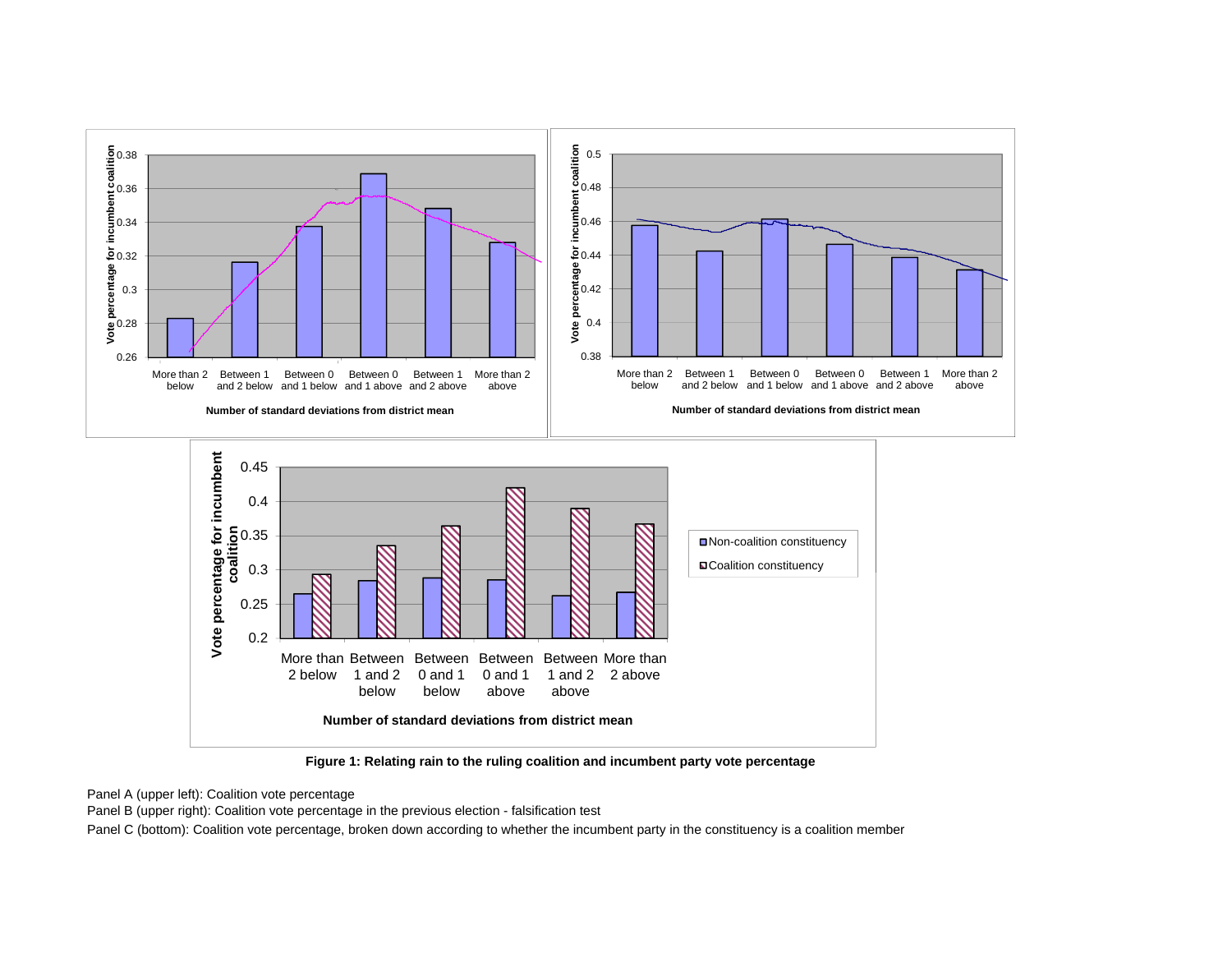**Figure 1: Relating rain to the ruling coalition and incumbent party vote percentage**

Panel A (upper left): Coalition vote percentage

Panel B (upper right): Coalition vote percentage in the previous election - falsification test

Panel C (bottom): Coalition vote percentage, broken down according to whether the incumbent party in the constituency is a coalition member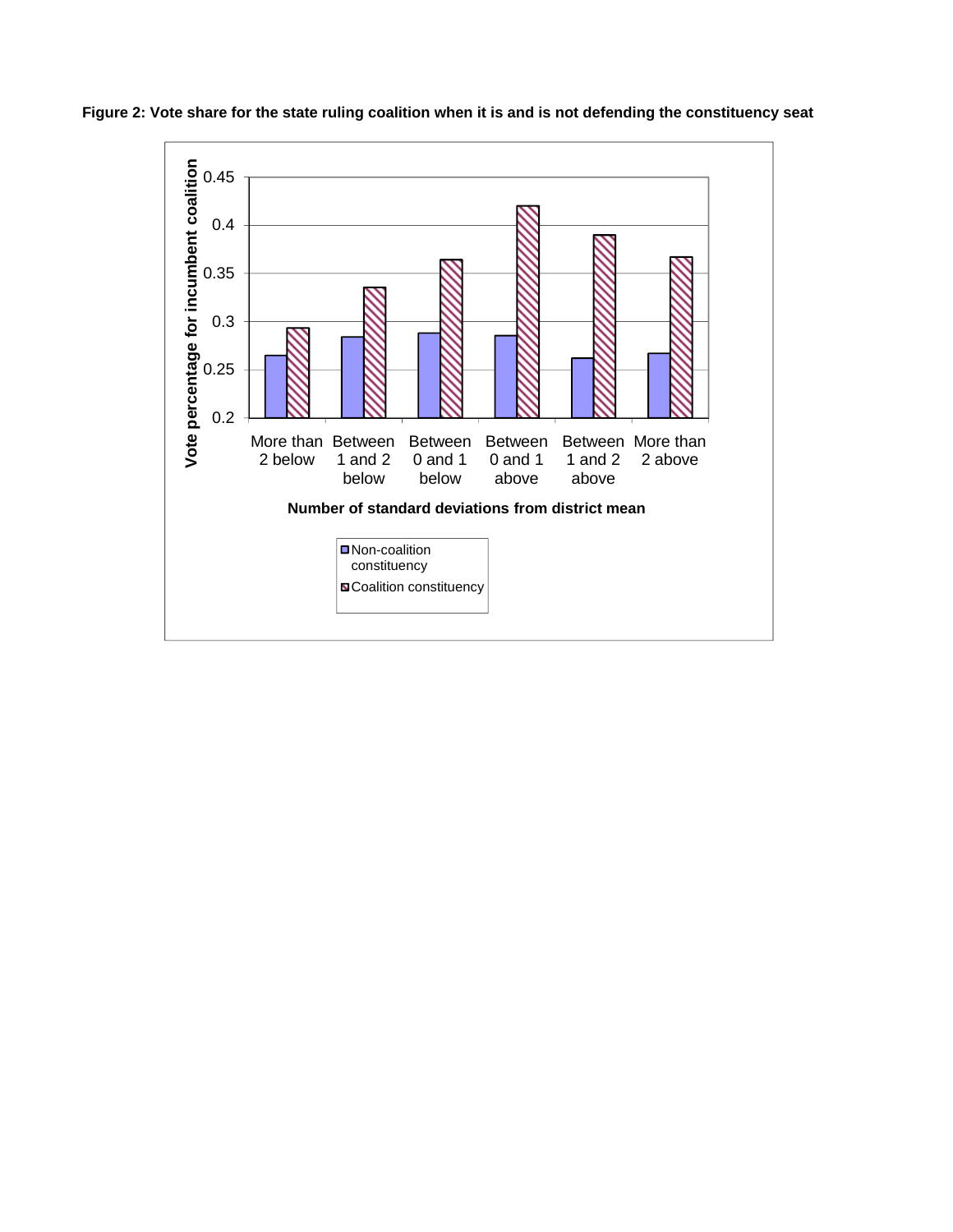**Figure 2: Vote share for the state ruling coalition when it is and is not defending the constituency seat**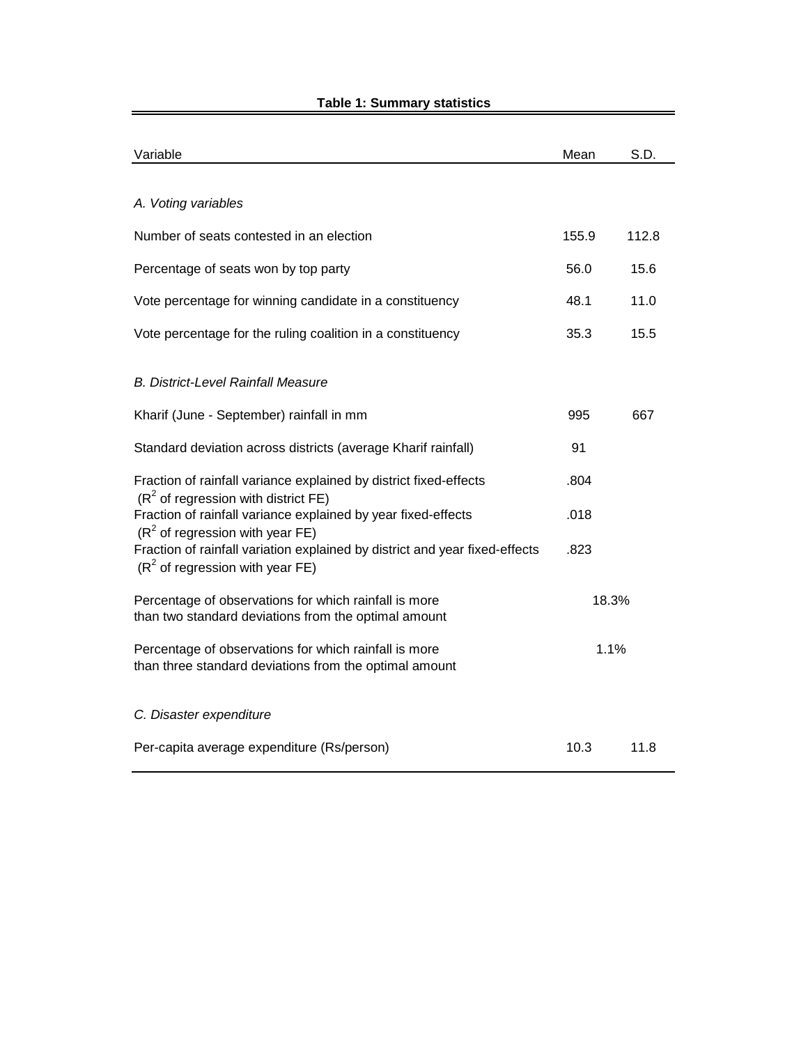**Table 1: Summary statistics**

| Variable | Mean | S.D. |
|---|---|---|
| *A. Voting variables* | | |
| Number of seats contested in an election | 155.9 | 112.8 |
| Percentage of seats won by top party | 56.0 | 15.6 |
| Vote percentage for winning candidate in a constituency | 48.1 | 11.0 |
| Vote percentage for the ruling coalition in a constituency | 35.3 | 15.5 |
| *B. District-Level Rainfall Measure* | | |
| Kharif (June - September) rainfall in mm | 995 | 667 |
| Standard deviation across districts (average Kharif rainfall) | 91 | |
| Fraction of rainfall variance explained by district fixed-effects ($R^2$ of regression with district FE) | .804 | |
| Fraction of rainfall variance explained by year fixed-effects ($R^2$ of regression with year FE) | .018 | |
| Fraction of rainfall variation explained by district and year fixed-effects ($R^2$ of regression with year FE) | .823 | |
| Percentage of observations for which rainfall is more than two standard deviations from the optimal amount | 18.3% | |
| Percentage of observations for which rainfall is more than three standard deviations from the optimal amount | 1.1% | |
| *C. Disaster expenditure* | | |
| Per-capita average expenditure (Rs/person) | 10.3 | 11.8 |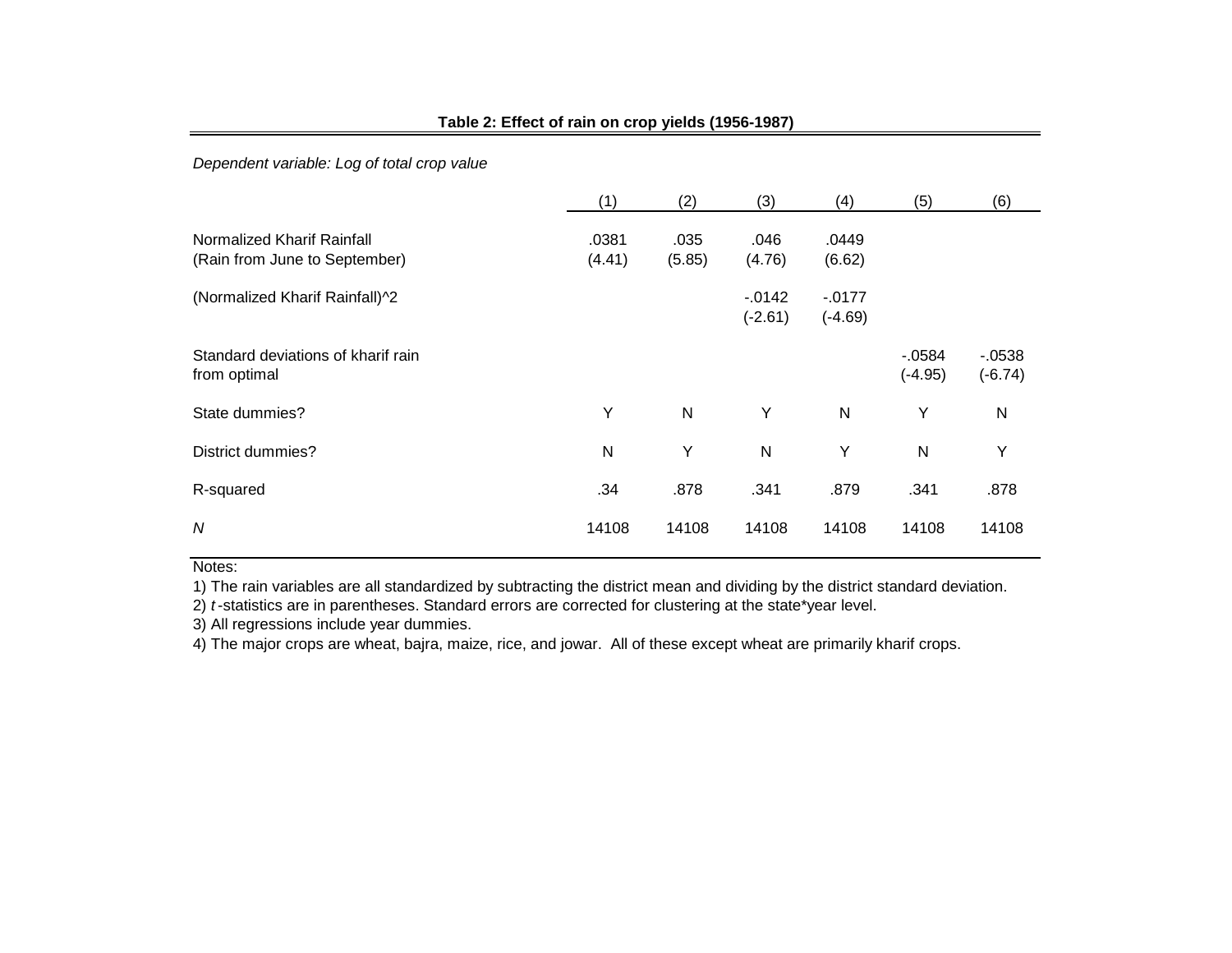**Table 2: Effect of rain on crop yields (1956-1987)**

*Dependent variable: Log of total crop value*

| | (1) | (2) | (3) | (4) | (5) | (6) |
|---|---|---|---|---|---|---|
| Normalized Kharif Rainfall (Rain from June to September) | .0381 (4.41) | .035 (5.85) | .046 (4.76) | .0449 (6.62) | | |
| (Normalized Kharif Rainfall)^2 | | | -.0142 (-2.61) | -.0177 (-4.69) | | |
| Standard deviations of kharif rain from optimal | | | | | -.0584 (-4.95) | -.0538 (-6.74) |
| State dummies? | Y | N | Y | N | Y | N |
| District dummies? | N | Y | N | Y | N | Y |
| R-squared | .34 | .878 | .341 | .879 | .341 | .878 |
| *N* | 14108 | 14108 | 14108 | 14108 | 14108 | 14108 |

Notes:

1) The rain variables are all standardized by subtracting the district mean and dividing by the district standard deviation.

2) *t*-statistics are in parentheses. Standard errors are corrected for clustering at the state*year level.

3) All regressions include year dummies.

4) The major crops are wheat, bajra, maize, rice, and jowar. All of these except wheat are primarily kharif crops.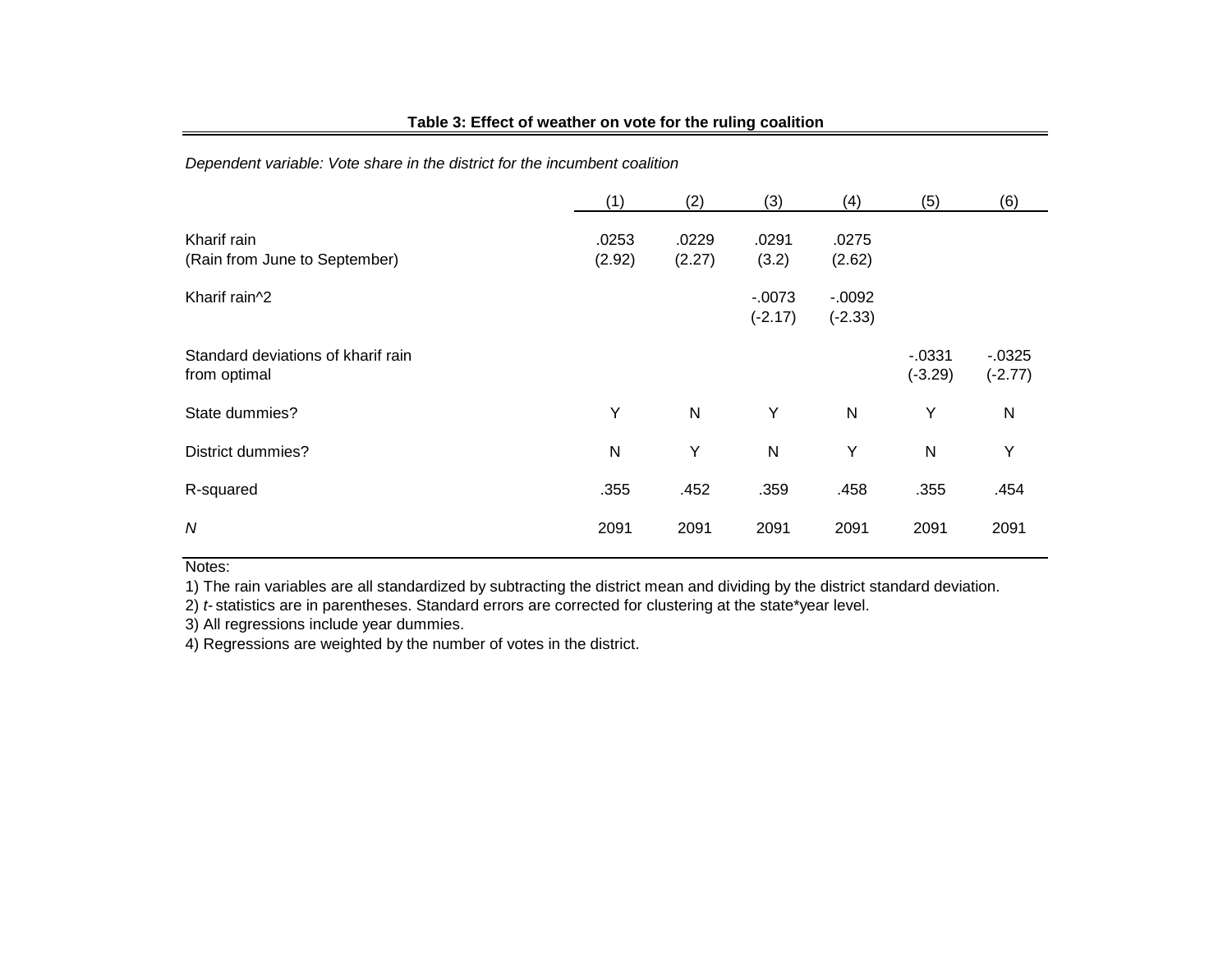**Table 3: Effect of weather on vote for the ruling coalition**

*Dependent variable: Vote share in the district for the incumbent coalition*

| | (1) | (2) | (3) | (4) | (5) | (6) |
|---|---|---|---|---|---|---|
| Kharif rain<br>(Rain from June to September) | .0253<br>(2.92) | .0229<br>(2.27) | .0291<br>(3.2) | .0275<br>(2.62) | | |
| Kharif rain^2 | | | -.0073<br>(-2.17) | -.0092<br>(-2.33) | | |
| Standard deviations of kharif rain from optimal | | | | | -.0331<br>(-3.29) | -.0325<br>(-2.77) |
| State dummies? | Y | N | Y | N | Y | N |
| District dummies? | N | Y | N | Y | N | Y |
| R-squared | .355 | .452 | .359 | .458 | .355 | .454 |
| *N* | 2091 | 2091 | 2091 | 2091 | 2091 | 2091 |

Notes:

1) The rain variables are all standardized by subtracting the district mean and dividing by the district standard deviation.

2) *t-* statistics are in parentheses. Standard errors are corrected for clustering at the state*year level.

3) All regressions include year dummies.

4) Regressions are weighted by the number of votes in the district.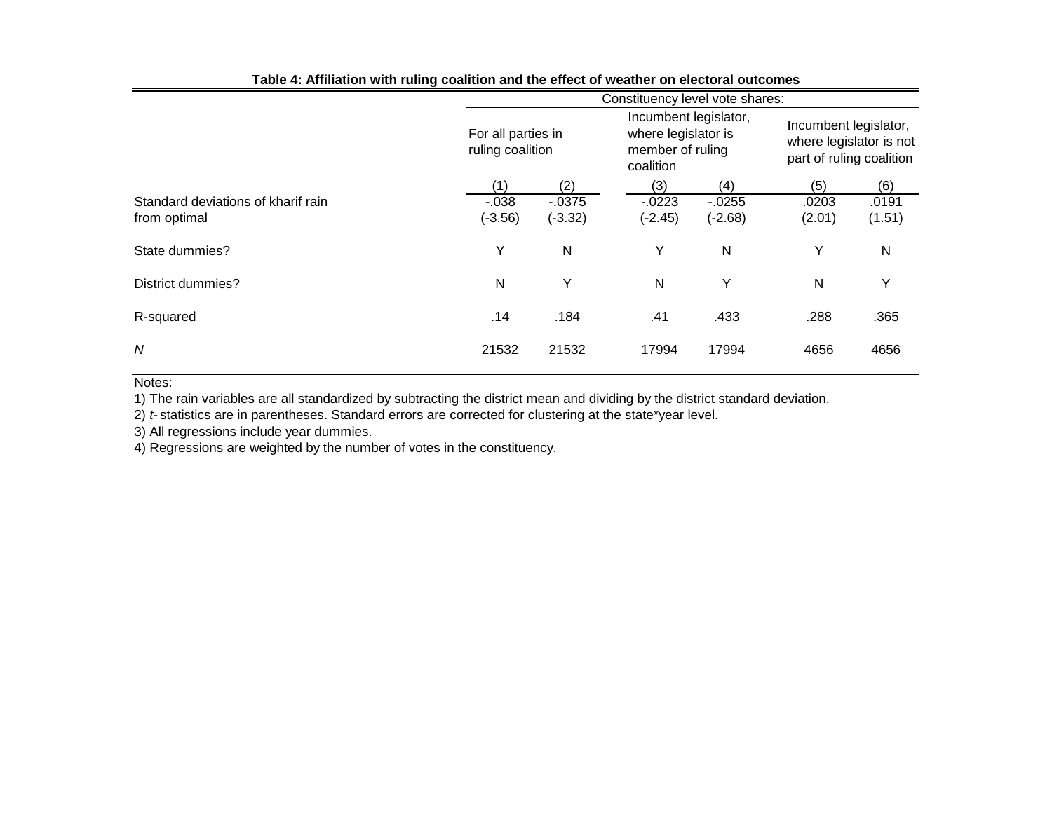**Table 4: Affiliation with ruling coalition and the effect of weather on electoral outcomes**

| | Constituency level vote shares: | | | | | |
|---|---|---|---|---|---|---|
| | For all parties in ruling coalition | | Incumbent legislator, where legislator is member of ruling coalition | | Incumbent legislator, where legislator is not part of ruling coalition | |
| | (1) | (2) | (3) | (4) | (5) | (6) |
| Standard deviations of kharif rain from optimal | -.038 | -.0375 | -.0223 | -.0255 | .0203 | .0191 |
| | (-3.56) | (-3.32) | (-2.45) | (-2.68) | (2.01) | (1.51) |
| State dummies? | Y | N | Y | N | Y | N |
| District dummies? | N | Y | N | Y | N | Y |
| R-squared | .14 | .184 | .41 | .433 | .288 | .365 |
| *N* | 21532 | 21532 | 17994 | 17994 | 4656 | 4656 |

Notes:
1) The rain variables are all standardized by subtracting the district mean and dividing by the district standard deviation.
2) *t*-statistics are in parentheses. Standard errors are corrected for clustering at the state*year level.
3) All regressions include year dummies.
4) Regressions are weighted by the number of votes in the constituency.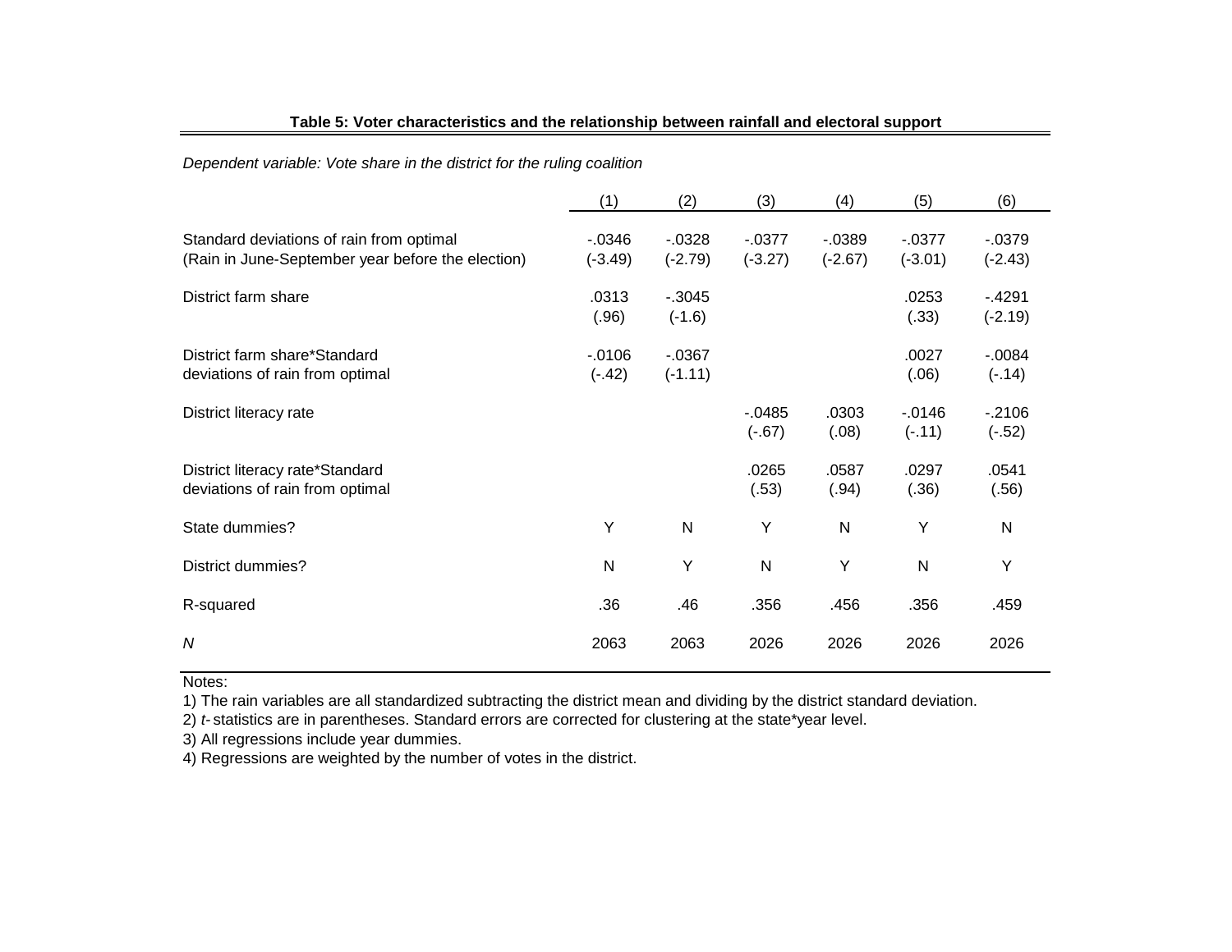**Table 5: Voter characteristics and the relationship between rainfall and electoral support**

*Dependent variable: Vote share in the district for the ruling coalition*

| | (1) | (2) | (3) | (4) | (5) | (6) |
|---|---|---|---|---|---|---|
| Standard deviations of rain from optimal | -.0346 | -.0328 | -.0377 | -.0389 | -.0377 | -.0379 |
| (Rain in June-September year before the election) | (-3.49) | (-2.79) | (-3.27) | (-2.67) | (-3.01) | (-2.43) |
| District farm share | .0313 | -.3045 | | | .0253 | -.4291 |
| | (.96) | (-1.6) | | | (.33) | (-2.19) |
| District farm share*Standard deviations of rain from optimal | -.0106 | -.0367 | | | .0027 | -.0084 |
| | (-.42) | (-1.11) | | | (.06) | (-.14) |
| District literacy rate | | | -.0485 | .0303 | -.0146 | -.2106 |
| | | | (-.67) | (.08) | (-.11) | (-.52) |
| District literacy rate*Standard deviations of rain from optimal | | | .0265 | .0587 | .0297 | .0541 |
| | | | (.53) | (.94) | (.36) | (.56) |
| State dummies? | Y | N | Y | N | Y | N |
| District dummies? | N | Y | N | Y | N | Y |
| R-squared | .36 | .46 | .356 | .456 | .356 | .459 |
| *N* | 2063 | 2063 | 2026 | 2026 | 2026 | 2026 |

Notes:

1) The rain variables are all standardized subtracting the district mean and dividing by the district standard deviation.

2) *t*-statistics are in parentheses. Standard errors are corrected for clustering at the state*year level.

3) All regressions include year dummies.

4) Regressions are weighted by the number of votes in the district.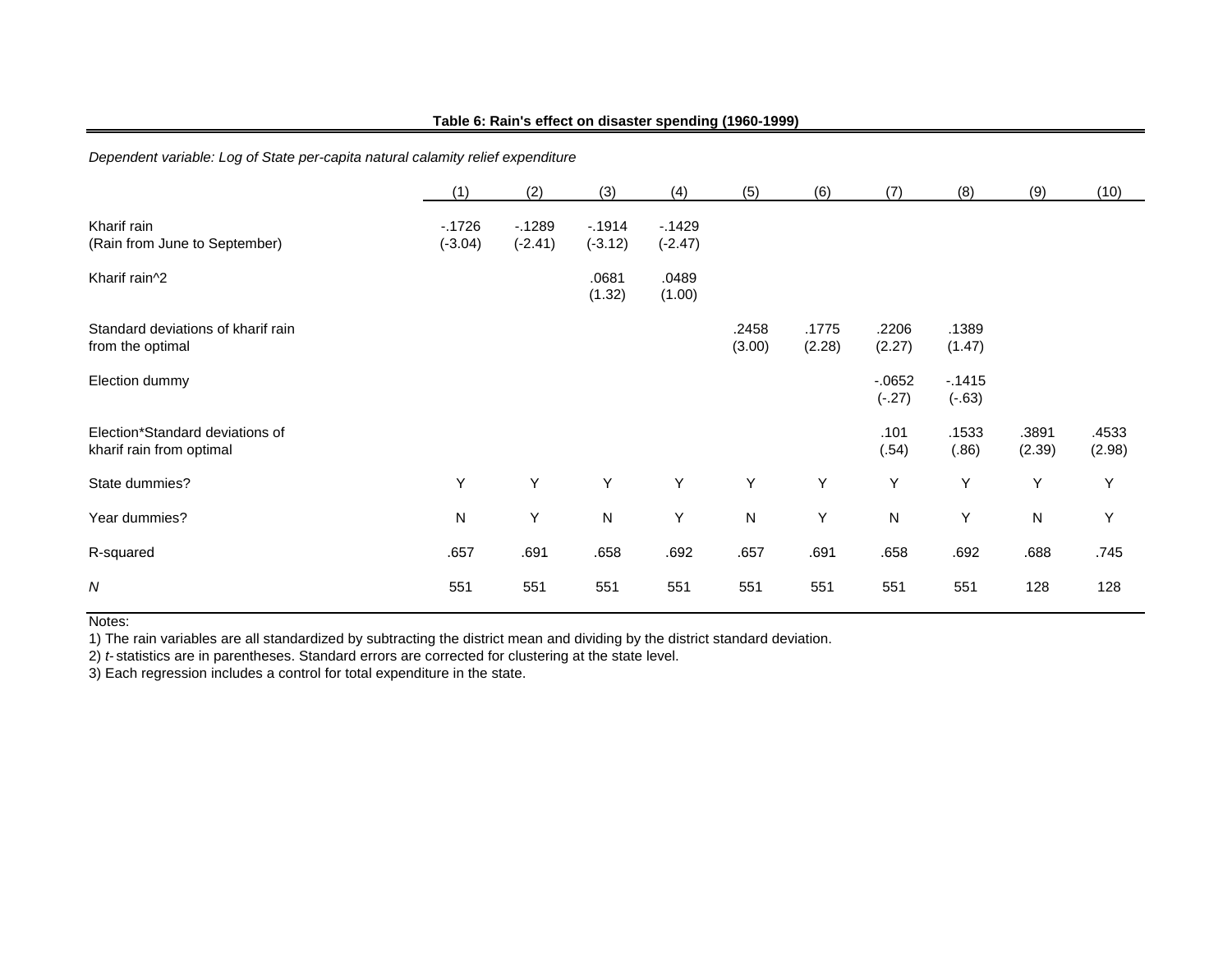**Table 6: Rain's effect on disaster spending (1960-1999)**

*Dependent variable: Log of State per-capita natural calamity relief expenditure*

| | (1) | (2) | (3) | (4) | (5) | (6) | (7) | (8) | (9) | (10) |
|---|---|---|---|---|---|---|---|---|---|---|
| Kharif rain<br>(Rain from June to September) | -.1726<br>(-3.04) | -.1289<br>(-2.41) | -.1914<br>(-3.12) | -.1429<br>(-2.47) | | | | | | |
| Kharif rain^2 | | | .0681<br>(1.32) | .0489<br>(1.00) | | | | | | |
| Standard deviations of kharif rain from the optimal | | | | | .2458<br>(3.00) | .1775<br>(2.28) | .2206<br>(2.27) | .1389<br>(1.47) | | |
| Election dummy | | | | | | | -.0652<br>(-.27) | -.1415<br>(-.63) | | |
| Election*Standard deviations of kharif rain from optimal | | | | | | | .101<br>(.54) | .1533<br>(.86) | .3891<br>(2.39) | .4533<br>(2.98) |
| State dummies? | Y | Y | Y | Y | Y | Y | Y | Y | Y | Y |
| Year dummies? | N | Y | N | Y | N | Y | N | Y | N | Y |
| R-squared | .657 | .691 | .658 | .692 | .657 | .691 | .658 | .692 | .688 | .745 |
| *N* | 551 | 551 | 551 | 551 | 551 | 551 | 551 | 551 | 128 | 128 |

Notes:
1) The rain variables are all standardized by subtracting the district mean and dividing by the district standard deviation.
2) *t*-statistics are in parentheses. Standard errors are corrected for clustering at the state level.
3) Each regression includes a control for total expenditure in the state.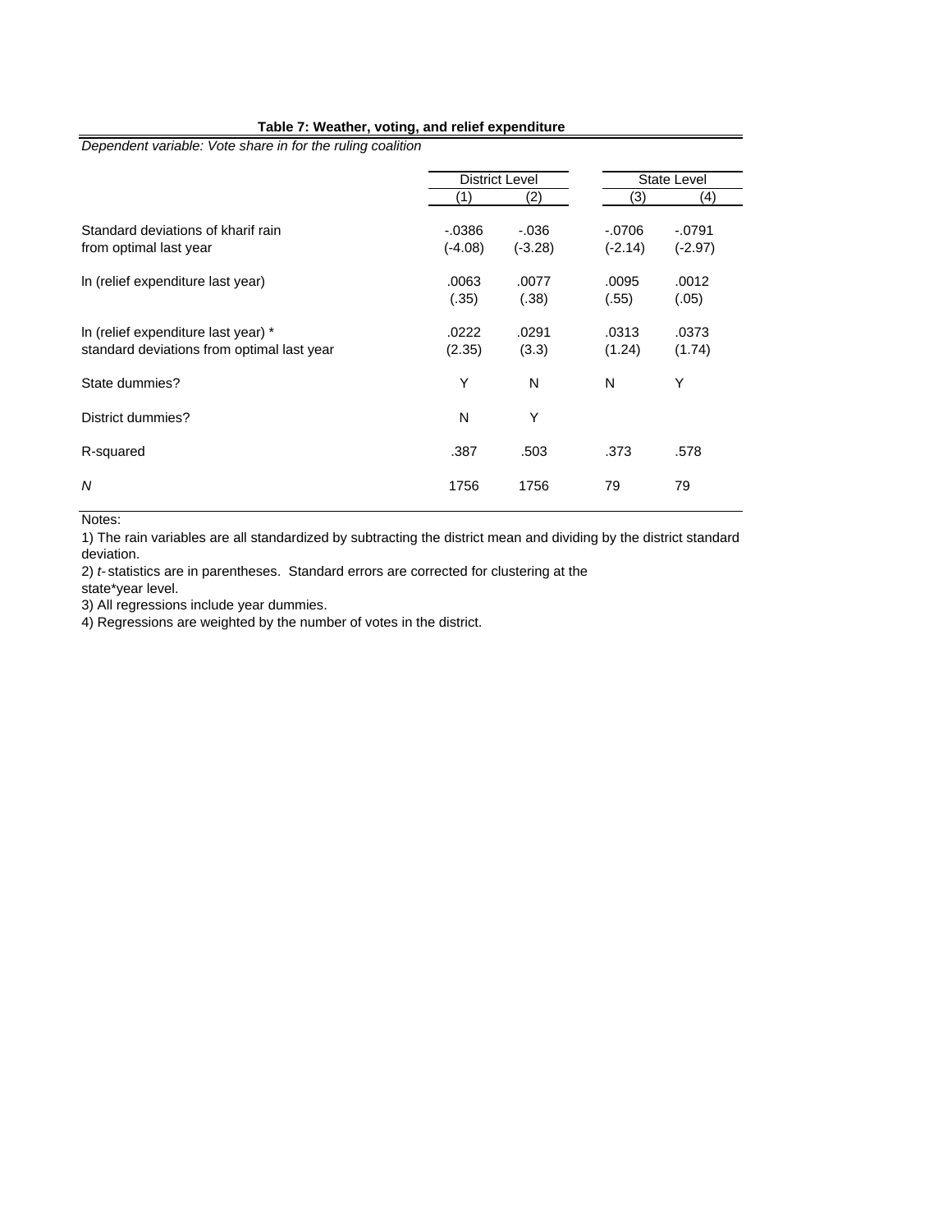**Table 7: Weather, voting, and relief expenditure**

*Dependent variable: Vote share in for the ruling coalition*

| | District Level | | State Level | |
|---|---|---|---|---|
| | (1) | (2) | (3) | (4) |
| Standard deviations of kharif rain from optimal last year | -.0386 | -.036 | -.0706 | -.0791 |
| | (-4.08) | (-3.28) | (-2.14) | (-2.97) |
| ln (relief expenditure last year) | .0063 | .0077 | .0095 | .0012 |
| | (.35) | (.38) | (.55) | (.05) |
| ln (relief expenditure last year) * standard deviations from optimal last year | .0222 | .0291 | .0313 | .0373 |
| | (2.35) | (3.3) | (1.24) | (1.74) |
| State dummies? | Y | N | N | Y |
| District dummies? | N | Y | | |
| R-squared | .387 | .503 | .373 | .578 |
| *N* | 1756 | 1756 | 79 | 79 |

Notes:

1) The rain variables are all standardized by subtracting the district mean and dividing by the district standard deviation.

2) *t*-statistics are in parentheses. Standard errors are corrected for clustering at the state*year level.

3) All regressions include year dummies.

4) Regressions are weighted by the number of votes in the district.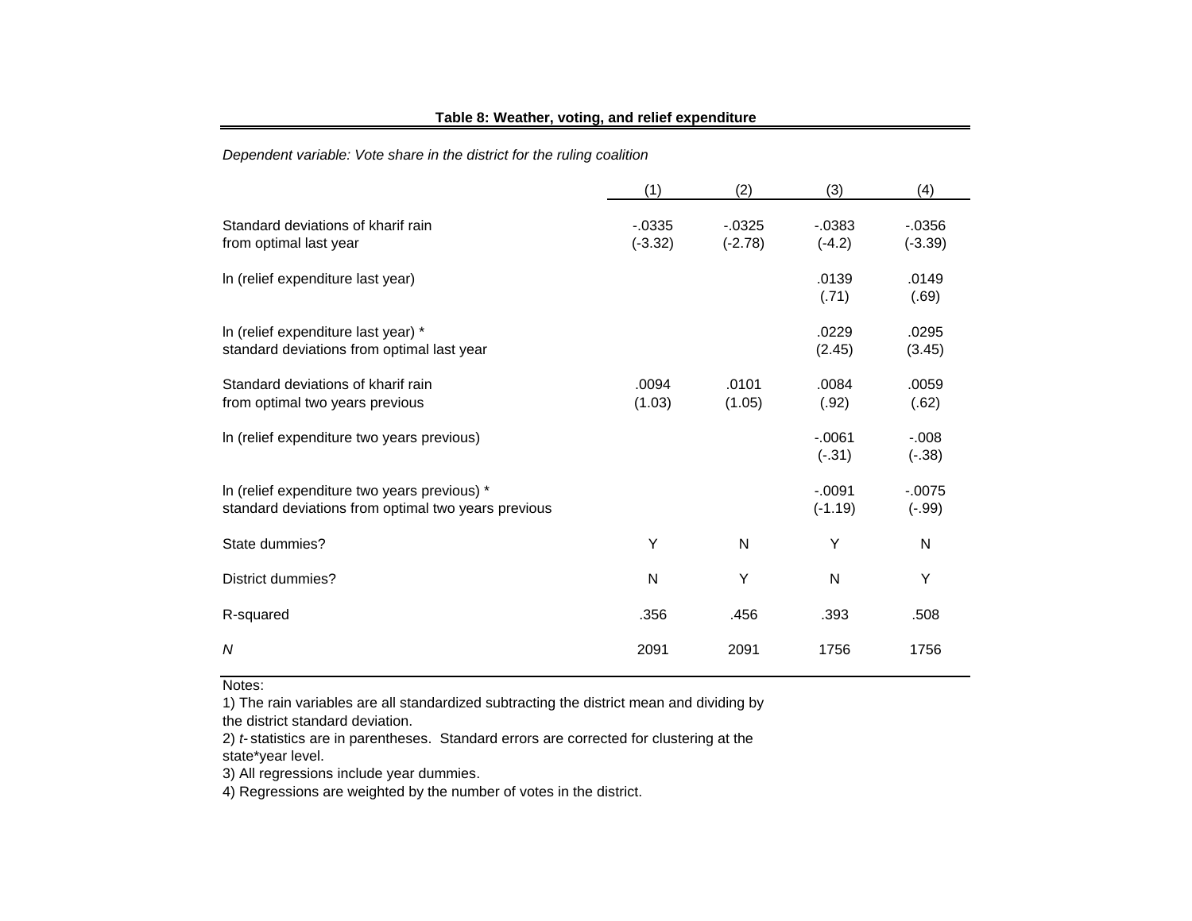**Table 8: Weather, voting, and relief expenditure**

*Dependent variable: Vote share in the district for the ruling coalition*

| | (1) | (2) | (3) | (4) |
|---|---|---|---|---|
| Standard deviations of kharif rain from optimal last year | -.0335 (-3.32) | -.0325 (-2.78) | -.0383 (-4.2) | -.0356 (-3.39) |
| ln (relief expenditure last year) | | | .0139 (.71) | .0149 (.69) |
| ln (relief expenditure last year) * standard deviations from optimal last year | | | .0229 (2.45) | .0295 (3.45) |
| Standard deviations of kharif rain from optimal two years previous | .0094 (1.03) | .0101 (1.05) | .0084 (.92) | .0059 (.62) |
| ln (relief expenditure two years previous) | | | -.0061 (-.31) | -.008 (-.38) |
| ln (relief expenditure two years previous) * standard deviations from optimal two years previous | | | -.0091 (-1.19) | -.0075 (-.99) |
| State dummies? | Y | N | Y | N |
| District dummies? | N | Y | N | Y |
| R-squared | .356 | .456 | .393 | .508 |
| *N* | 2091 | 2091 | 1756 | 1756 |

Notes:
1) The rain variables are all standardized subtracting the district mean and dividing by the district standard deviation.
2) *t*- statistics are in parentheses. Standard errors are corrected for clustering at the state*year level.
3) All regressions include year dummies.
4) Regressions are weighted by the number of votes in the district.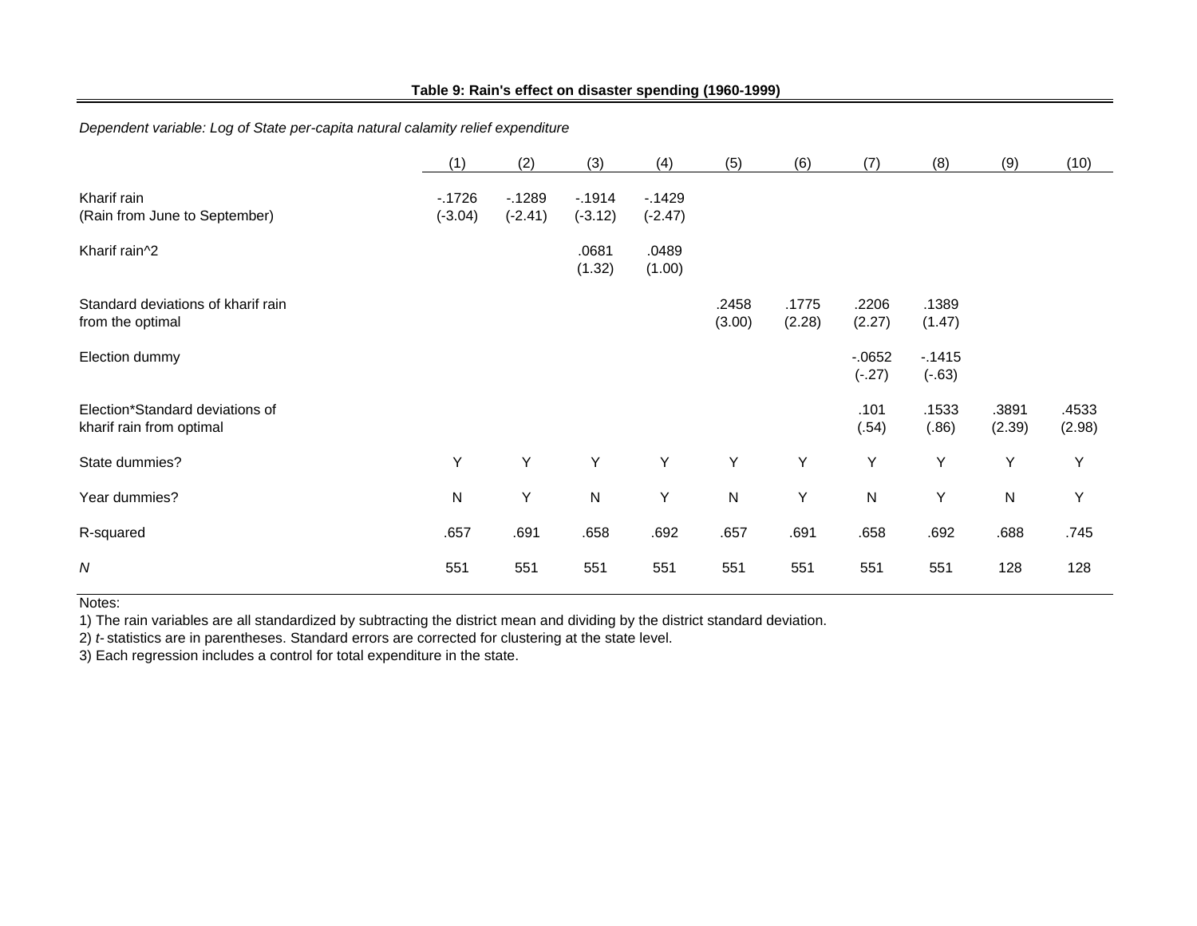**Table 9: Rain's effect on disaster spending (1960-1999)**

*Dependent variable: Log of State per-capita natural calamity relief expenditure*

| | (1) | (2) | (3) | (4) | (5) | (6) | (7) | (8) | (9) | (10) |
|---|---|---|---|---|---|---|---|---|---|---|
| Kharif rain | -.1726 | -.1289 | -.1914 | -.1429 | | | | | | |
| (Rain from June to September) | (-3.04) | (-2.41) | (-3.12) | (-2.47) | | | | | | |
| Kharif rain^2 | | | .0681 | .0489 | | | | | | |
| | | | (1.32) | (1.00) | | | | | | |
| Standard deviations of kharif rain | | | | | .2458 | .1775 | .2206 | .1389 | | |
| from the optimal | | | | | (3.00) | (2.28) | (2.27) | (1.47) | | |
| Election dummy | | | | | | | -.0652 | -.1415 | | |
| | | | | | | | (-.27) | (-.63) | | |
| Election*Standard deviations of | | | | | | | .101 | .1533 | .3891 | .4533 |
| kharif rain from optimal | | | | | | | (.54) | (.86) | (2.39) | (2.98) |
| State dummies? | Y | Y | Y | Y | Y | Y | Y | Y | Y | Y |
| Year dummies? | N | Y | N | Y | N | Y | N | Y | N | Y |
| R-squared | .657 | .691 | .658 | .692 | .657 | .691 | .658 | .692 | .688 | .745 |
| *N* | 551 | 551 | 551 | 551 | 551 | 551 | 551 | 551 | 128 | 128 |

Notes:
1) The rain variables are all standardized by subtracting the district mean and dividing by the district standard deviation.
2) *t-* statistics are in parentheses. Standard errors are corrected for clustering at the state level.
3) Each regression includes a control for total expenditure in the state.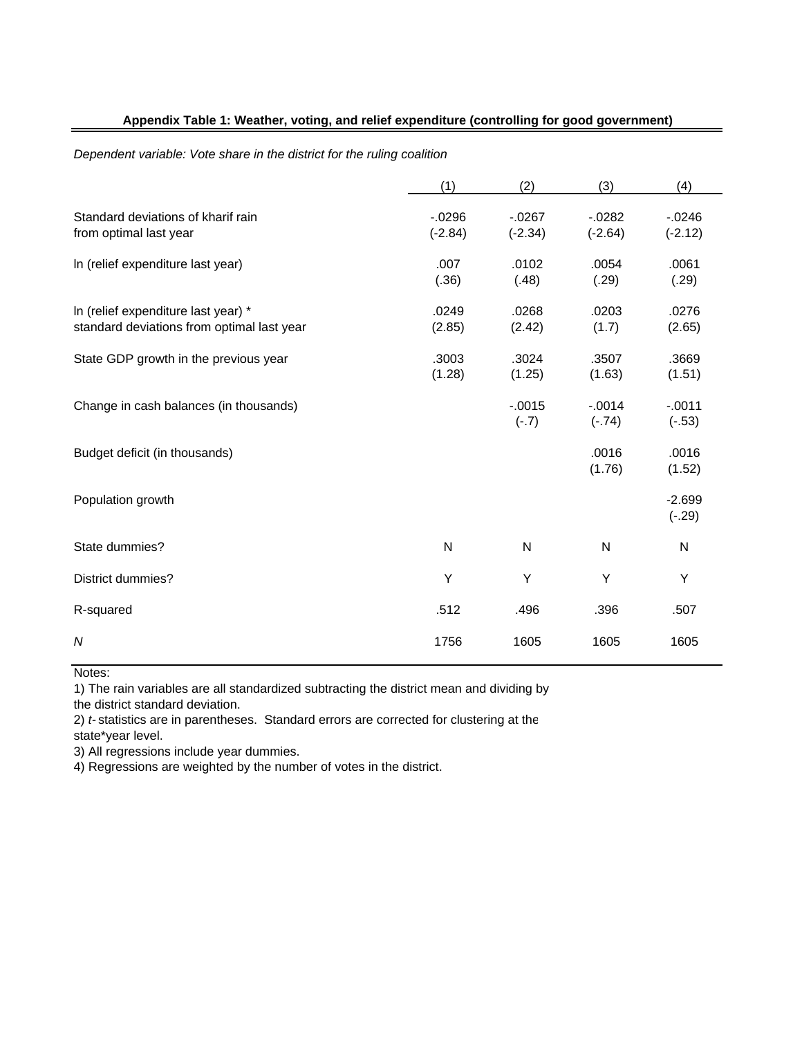**Appendix Table 1: Weather, voting, and relief expenditure (controlling for good government)**

*Dependent variable: Vote share in the district for the ruling coalition*

| | (1) | (2) | (3) | (4) |
|---|---|---|---|---|
| Standard deviations of kharif rain from optimal last year | -.0296 (-2.84) | -.0267 (-2.34) | -.0282 (-2.64) | -.0246 (-2.12) |
| ln (relief expenditure last year) | .007 (.36) | .0102 (.48) | .0054 (.29) | .0061 (.29) |
| ln (relief expenditure last year) * standard deviations from optimal last year | .0249 (2.85) | .0268 (2.42) | .0203 (1.7) | .0276 (2.65) |
| State GDP growth in the previous year | .3003 (1.28) | .3024 (1.25) | .3507 (1.63) | .3669 (1.51) |
| Change in cash balances (in thousands) | | -.0015 (-.7) | -.0014 (-.74) | -.0011 (-.53) |
| Budget deficit (in thousands) | | | .0016 (1.76) | .0016 (1.52) |
| Population growth | | | | -2.699 (-.29) |
| State dummies? | N | N | N | N |
| District dummies? | Y | Y | Y | Y |
| R-squared | .512 | .496 | .396 | .507 |
| *N* | 1756 | 1605 | 1605 | 1605 |

Notes:
1) The rain variables are all standardized subtracting the district mean and dividing by the district standard deviation.
2) *t*- statistics are in parentheses. Standard errors are corrected for clustering at the state*year level.
3) All regressions include year dummies.
4) Regressions are weighted by the number of votes in the district.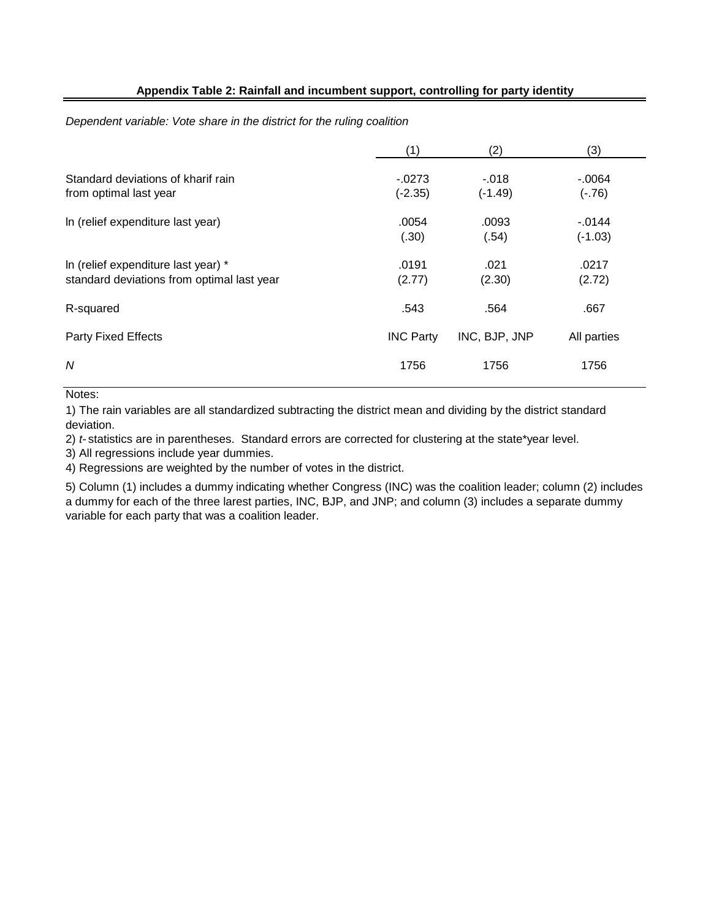**Appendix Table 2: Rainfall and incumbent support, controlling for party identity**

*Dependent variable: Vote share in the district for the ruling coalition*

| | (1) | (2) | (3) |
|---|---|---|---|
| Standard deviations of kharif rain from optimal last year | -.0273 (-2.35) | -.018 (-1.49) | -.0064 (-.76) |
| ln (relief expenditure last year) | .0054 (.30) | .0093 (.54) | -.0144 (-1.03) |
| ln (relief expenditure last year) * standard deviations from optimal last year | .0191 (2.77) | .021 (2.30) | .0217 (2.72) |
| R-squared | .543 | .564 | .667 |
| Party Fixed Effects | INC Party | INC, BJP, JNP | All parties |
| *N* | 1756 | 1756 | 1756 |

Notes:

1) The rain variables are all standardized subtracting the district mean and dividing by the district standard deviation.

2) *t*-statistics are in parentheses. Standard errors are corrected for clustering at the state*year level.

3) All regressions include year dummies.

4) Regressions are weighted by the number of votes in the district.

5) Column (1) includes a dummy indicating whether Congress (INC) was the coalition leader; column (2) includes a dummy for each of the three larest parties, INC, BJP, and JNP; and column (3) includes a separate dummy variable for each party that was a coalition leader.